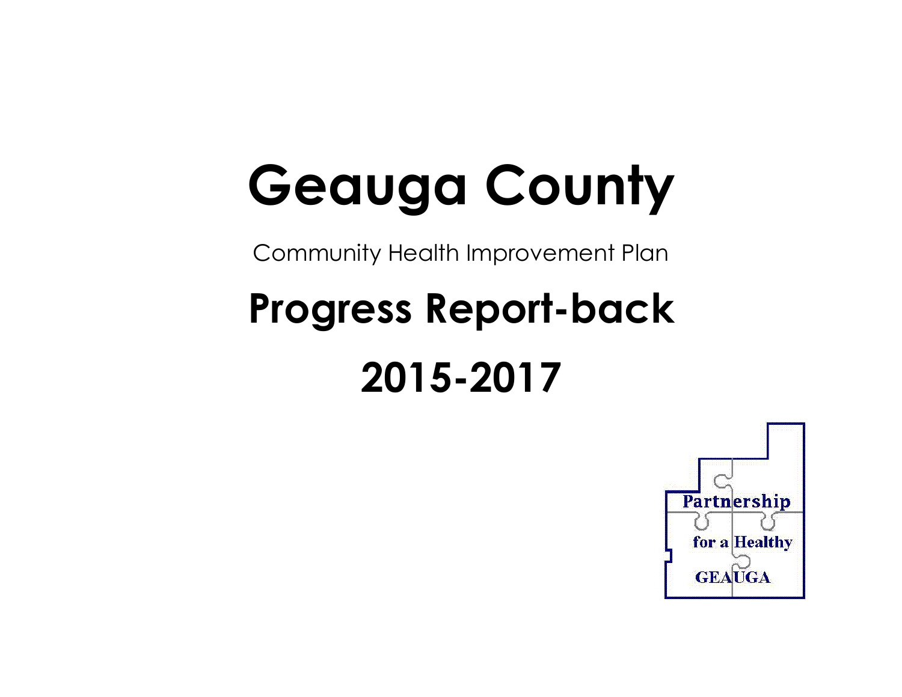# Geauga County

Community Health Improvement Plan

## Progress Report-back

## 2015-2017

Partnership for a Healthy GEAUGA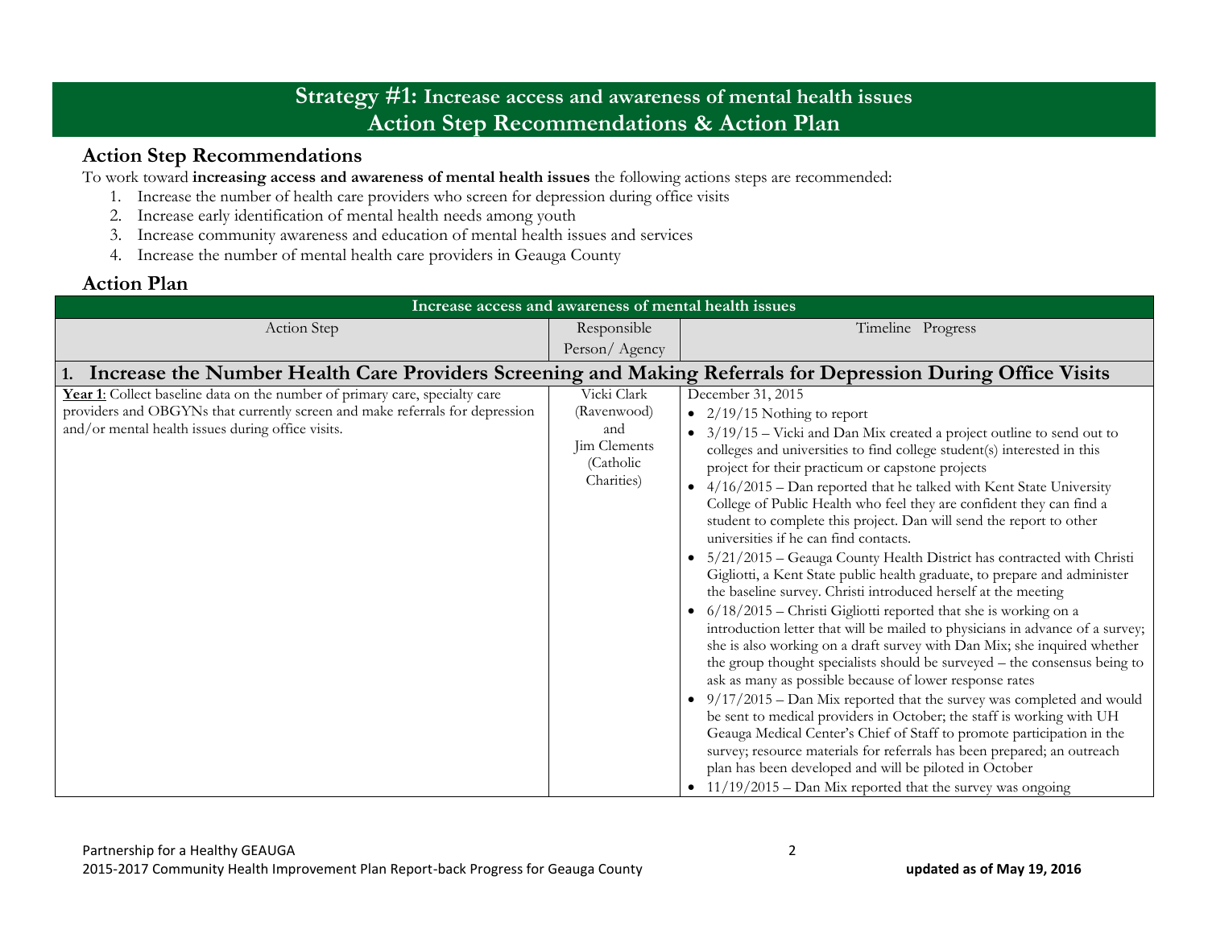## Strategy #1: Increase access and awareness of mental health issues
## Action Step Recommendations & Action Plan

### Action Step Recommendations

To work toward **increasing access and awareness of mental health issues** the following actions steps are recommended:

1. Increase the number of health care providers who screen for depression during office visits
2. Increase early identification of mental health needs among youth
3. Increase community awareness and education of mental health issues and services
4. Increase the number of mental health care providers in Geauga County

### Action Plan

| Increase access and awareness of mental health issues | | |
|---|---|---|
| Action Step | Responsible Person/ Agency | Timeline Progress |
| **1. Increase the Number Health Care Providers Screening and Making Referrals for Depression During Office Visits** | | |
| **Year 1**: Collect baseline data on the number of primary care, specialty care providers and OBGYNs that currently screen and make referrals for depression and/or mental health issues during office visits. | Vicki Clark (Ravenwood) and Jim Clements (Catholic Charities) | December 31, 2015<br>• 2/19/15 Nothing to report<br>• 3/19/15 – Vicki and Dan Mix created a project outline to send out to colleges and universities to find college student(s) interested in this project for their practicum or capstone projects<br>• 4/16/2015 – Dan reported that he talked with Kent State University College of Public Health who feel they are confident they can find a student to complete this project. Dan will send the report to other universities if he can find contacts.<br>• 5/21/2015 – Geauga County Health District has contracted with Christi Gigliotti, a Kent State public health graduate, to prepare and administer the baseline survey. Christi introduced herself at the meeting<br>• 6/18/2015 – Christi Gigliotti reported that she is working on a introduction letter that will be mailed to physicians in advance of a survey; she is also working on a draft survey with Dan Mix; she inquired whether the group thought specialists should be surveyed – the consensus being to ask as many as possible because of lower response rates<br>• 9/17/2015 – Dan Mix reported that the survey was completed and would be sent to medical providers in October; the staff is working with UH Geauga Medical Center's Chief of Staff to promote participation in the survey; resource materials for referrals has been prepared; an outreach plan has been developed and will be piloted in October<br>• 11/19/2015 – Dan Mix reported that the survey was ongoing |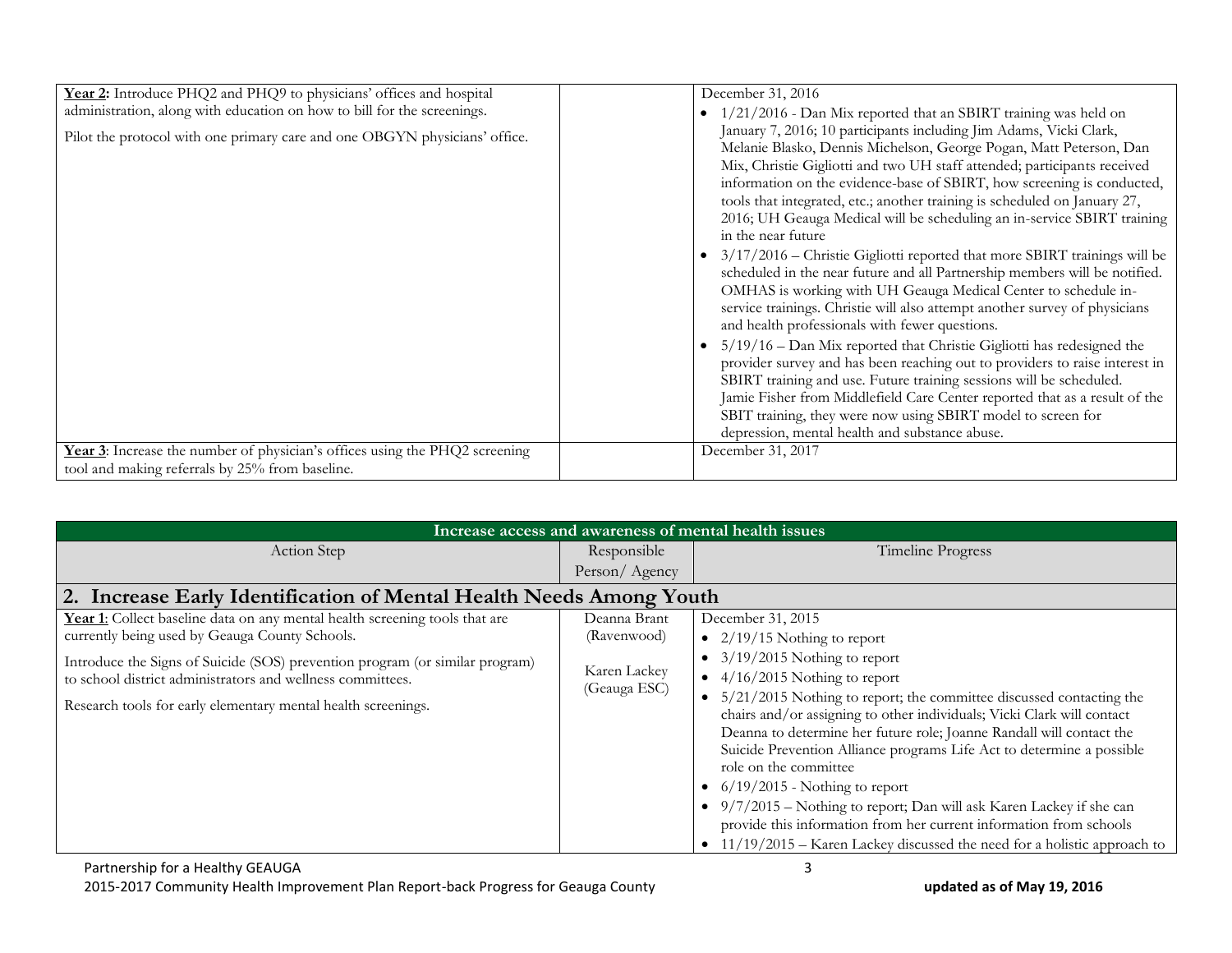| | | |
|---|---|---|
| **Year 2:** Introduce PHQ2 and PHQ9 to physicians' offices and hospital administration, along with education on how to bill for the screenings.<br><br>Pilot the protocol with one primary care and one OBGYN physicians' office. | | December 31, 2016<br>• 1/21/2016 - Dan Mix reported that an SBIRT training was held on January 7, 2016; 10 participants including Jim Adams, Vicki Clark, Melanie Blasko, Dennis Michelson, George Pogan, Matt Peterson, Dan Mix, Christie Gigliotti and two UH staff attended; participants received information on the evidence-base of SBIRT, how screening is conducted, tools that integrated, etc.; another training is scheduled on January 27, 2016; UH Geauga Medical will be scheduling an in-service SBIRT training in the near future<br>• 3/17/2016 – Christie Gigliotti reported that more SBIRT trainings will be scheduled in the near future and all Partnership members will be notified. OMHAS is working with UH Geauga Medical Center to schedule in-service trainings. Christie will also attempt another survey of physicians and health professionals with fewer questions.<br>• 5/19/16 – Dan Mix reported that Christie Gigliotti has redesigned the provider survey and has been reaching out to providers to raise interest in SBIRT training and use. Future training sessions will be scheduled. Jamie Fisher from Middlefield Care Center reported that as a result of the SBIT training, they were now using SBIRT model to screen for depression, mental health and substance abuse. |
| **Year 3**: Increase the number of physician's offices using the PHQ2 screening tool and making referrals by 25% from baseline. | | December 31, 2017 |

| **Increase access and awareness of mental health issues** | | |
|---|---|---|
| Action Step | Responsible Person/ Agency | Timeline Progress |
| **2. Increase Early Identification of Mental Health Needs Among Youth** | | |
| **Year 1**: Collect baseline data on any mental health screening tools that are currently being used by Geauga County Schools.<br><br>Introduce the Signs of Suicide (SOS) prevention program (or similar program) to school district administrators and wellness committees.<br><br>Research tools for early elementary mental health screenings. | Deanna Brant (Ravenwood)<br><br>Karen Lackey (Geauga ESC) | December 31, 2015<br>• 2/19/15 Nothing to report<br>• 3/19/2015 Nothing to report<br>• 4/16/2015 Nothing to report<br>• 5/21/2015 Nothing to report; the committee discussed contacting the chairs and/or assigning to other individuals; Vicki Clark will contact Deanna to determine her future role; Joanne Randall will contact the Suicide Prevention Alliance programs Life Act to determine a possible role on the committee<br>• 6/19/2015 - Nothing to report<br>• 9/7/2015 – Nothing to report; Dan will ask Karen Lackey if she can provide this information from her current information from schools<br>• 11/19/2015 – Karen Lackey discussed the need for a holistic approach to |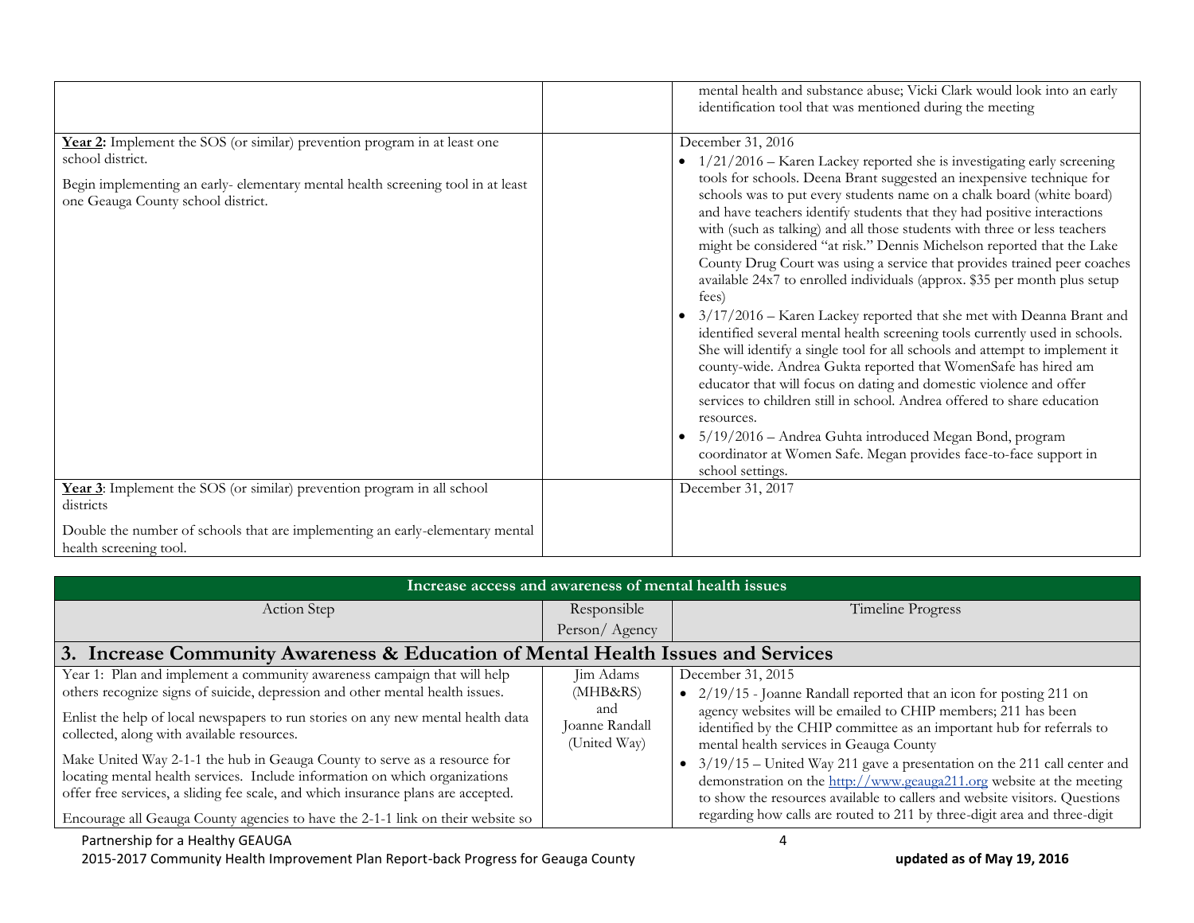| | | |
|---|---|---|
| | | mental health and substance abuse; Vicki Clark would look into an early identification tool that was mentioned during the meeting |
| **Year 2:** Implement the SOS (or similar) prevention program in at least one school district.<br><br>Begin implementing an early- elementary mental health screening tool in at least one Geauga County school district. | | December 31, 2016<br>• 1/21/2016 – Karen Lackey reported she is investigating early screening tools for schools. Deena Brant suggested an inexpensive technique for schools was to put every students name on a chalk board (white board) and have teachers identify students that they had positive interactions with (such as talking) and all those students with three or less teachers might be considered "at risk." Dennis Michelson reported that the Lake County Drug Court was using a service that provides trained peer coaches available 24x7 to enrolled individuals (approx. $35 per month plus setup fees)<br>• 3/17/2016 – Karen Lackey reported that she met with Deanna Brant and identified several mental health screening tools currently used in schools. She will identify a single tool for all schools and attempt to implement it county-wide. Andrea Gukta reported that WomenSafe has hired am educator that will focus on dating and domestic violence and offer services to children still in school. Andrea offered to share education resources.<br>• 5/19/2016 – Andrea Guhta introduced Megan Bond, program coordinator at Women Safe. Megan provides face-to-face support in school settings. |
| **Year 3**: Implement the SOS (or similar) prevention program in all school districts<br><br>Double the number of schools that are implementing an early-elementary mental health screening tool. | | December 31, 2017 |

| Increase access and awareness of mental health issues | | |
|---|---|---|
| Action Step | Responsible Person/ Agency | Timeline Progress |
| **3. Increase Community Awareness & Education of Mental Health Issues and Services** | | |
| Year 1: Plan and implement a community awareness campaign that will help others recognize signs of suicide, depression and other mental health issues.<br><br>Enlist the help of local newspapers to run stories on any new mental health data collected, along with available resources.<br><br>Make United Way 2-1-1 the hub in Geauga County to serve as a resource for locating mental health services. Include information on which organizations offer free services, a sliding fee scale, and which insurance plans are accepted.<br><br>Encourage all Geauga County agencies to have the 2-1-1 link on their website so | Jim Adams (MHB&RS) and Joanne Randall (United Way) | December 31, 2015<br>• 2/19/15 - Joanne Randall reported that an icon for posting 211 on agency websites will be emailed to CHIP members; 211 has been identified by the CHIP committee as an important hub for referrals to mental health services in Geauga County<br>• 3/19/15 – United Way 211 gave a presentation on the 211 call center and demonstration on the http://www.geauga211.org website at the meeting to show the resources available to callers and website visitors. Questions regarding how calls are routed to 211 by three-digit area and three-digit |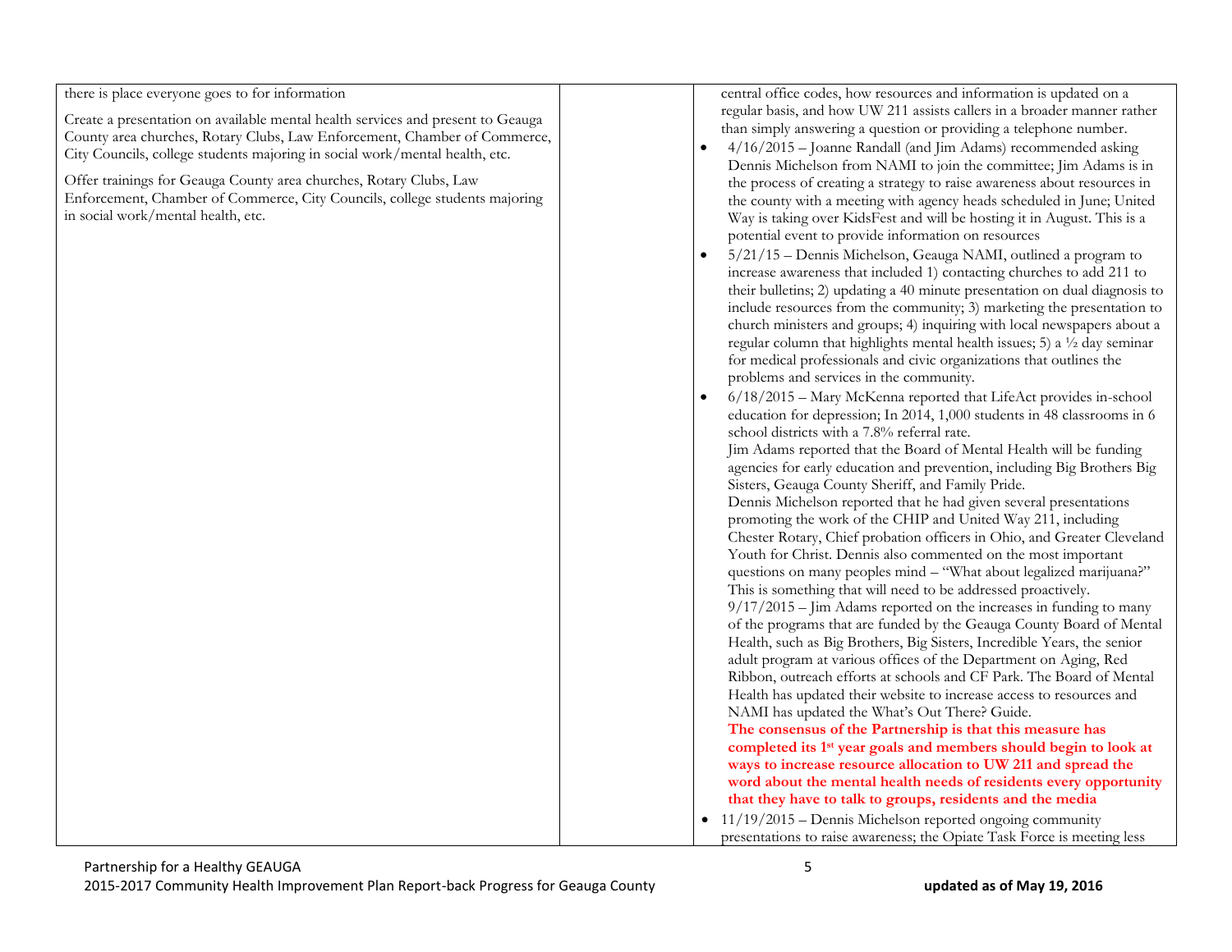| | | |
|---|---|---|
| there is place everyone goes to for information<br><br>Create a presentation on available mental health services and present to Geauga County area churches, Rotary Clubs, Law Enforcement, Chamber of Commerce, City Councils, college students majoring in social work/mental health, etc.<br><br>Offer trainings for Geauga County area churches, Rotary Clubs, Law Enforcement, Chamber of Commerce, City Councils, college students majoring in social work/mental health, etc. | | central office codes, how resources and information is updated on a regular basis, and how UW 211 assists callers in a broader manner rather than simply answering a question or providing a telephone number.<br>• 4/16/2015 – Joanne Randall (and Jim Adams) recommended asking Dennis Michelson from NAMI to join the committee; Jim Adams is in the process of creating a strategy to raise awareness about resources in the county with a meeting with agency heads scheduled in June; United Way is taking over KidsFest and will be hosting it in August. This is a potential event to provide information on resources<br>• 5/21/15 – Dennis Michelson, Geauga NAMI, outlined a program to increase awareness that included 1) contacting churches to add 211 to their bulletins; 2) updating a 40 minute presentation on dual diagnosis to include resources from the community; 3) marketing the presentation to church ministers and groups; 4) inquiring with local newspapers about a regular column that highlights mental health issues; 5) a ½ day seminar for medical professionals and civic organizations that outlines the problems and services in the community.<br>• 6/18/2015 – Mary McKenna reported that LifeAct provides in-school education for depression; In 2014, 1,000 students in 48 classrooms in 6 school districts with a 7.8% referral rate.<br>Jim Adams reported that the Board of Mental Health will be funding agencies for early education and prevention, including Big Brothers Big Sisters, Geauga County Sheriff, and Family Pride.<br>Dennis Michelson reported that he had given several presentations promoting the work of the CHIP and United Way 211, including Chester Rotary, Chief probation officers in Ohio, and Greater Cleveland Youth for Christ. Dennis also commented on the most important questions on many peoples mind – "What about legalized marijuana?" This is something that will need to be addressed proactively.<br>9/17/2015 – Jim Adams reported on the increases in funding to many of the programs that are funded by the Geauga County Board of Mental Health, such as Big Brothers, Big Sisters, Incredible Years, the senior adult program at various offices of the Department on Aging, Red Ribbon, outreach efforts at schools and CF Park. The Board of Mental Health has updated their website to increase access to resources and NAMI has updated the What's Out There? Guide.<br>**The consensus of the Partnership is that this measure has completed its 1st year goals and members should begin to look at ways to increase resource allocation to UW 211 and spread the word about the mental health needs of residents every opportunity that they have to talk to groups, residents and the media**<br>• 11/19/2015 – Dennis Michelson reported ongoing community presentations to raise awareness; the Opiate Task Force is meeting less |

Partnership for a Healthy GEAUGA
2015-2017 Community Health Improvement Plan Report-back Progress for Geauga County **updated as of May 19, 2016**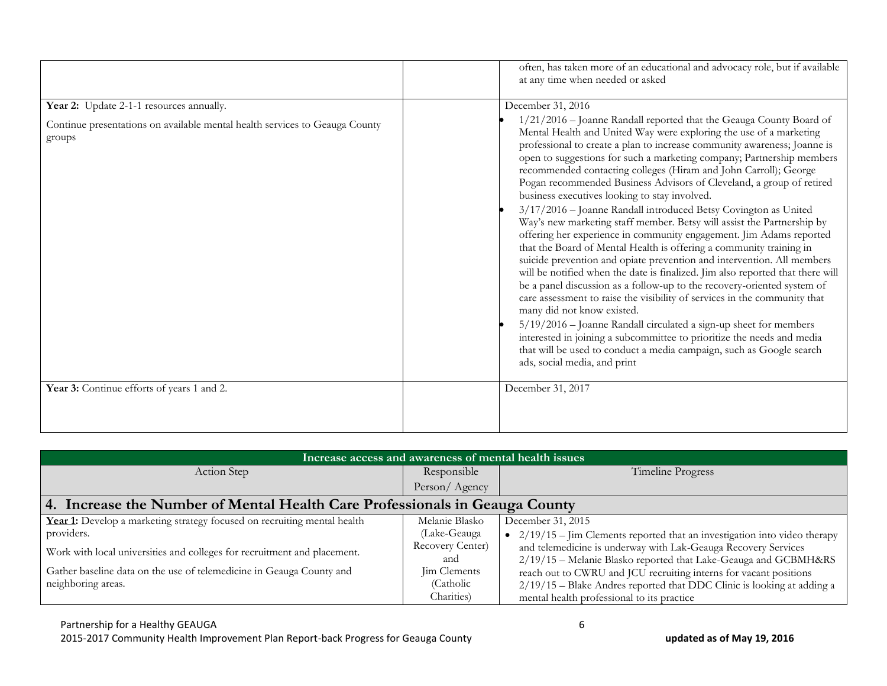| | | |
|---|---|---|
| | | often, has taken more of an educational and advocacy role, but if available at any time when needed or asked |
| **Year 2:** Update 2-1-1 resources annually.<br><br>Continue presentations on available mental health services to Geauga County groups | | December 31, 2016<br>• 1/21/2016 – Joanne Randall reported that the Geauga County Board of Mental Health and United Way were exploring the use of a marketing professional to create a plan to increase community awareness; Joanne is open to suggestions for such a marketing company; Partnership members recommended contacting colleges (Hiram and John Carroll); George Pogan recommended Business Advisors of Cleveland, a group of retired business executives looking to stay involved.<br>• 3/17/2016 – Joanne Randall introduced Betsy Covington as United Way's new marketing staff member. Betsy will assist the Partnership by offering her experience in community engagement. Jim Adams reported that the Board of Mental Health is offering a community training in suicide prevention and opiate prevention and intervention. All members will be notified when the date is finalized. Jim also reported that there will be a panel discussion as a follow-up to the recovery-oriented system of care assessment to raise the visibility of services in the community that many did not know existed.<br>• 5/19/2016 – Joanne Randall circulated a sign-up sheet for members interested in joining a subcommittee to prioritize the needs and media that will be used to conduct a media campaign, such as Google search ads, social media, and print |
| **Year 3:** Continue efforts of years 1 and 2. | | December 31, 2017 |

| Increase access and awareness of mental health issues | | |
|---|---|---|
| Action Step | Responsible Person/ Agency | Timeline Progress |
| **4. Increase the Number of Mental Health Care Professionals in Geauga County** | | |
| **Year 1:** Develop a marketing strategy focused on recruiting mental health providers.<br><br>Work with local universities and colleges for recruitment and placement.<br><br>Gather baseline data on the use of telemedicine in Geauga County and neighboring areas. | Melanie Blasko (Lake-Geauga Recovery Center) and Jim Clements (Catholic Charities) | December 31, 2015<br>• 2/19/15 – Jim Clements reported that an investigation into video therapy and telemedicine is underway with Lak-Geauga Recovery Services<br>2/19/15 – Melanie Blasko reported that Lake-Geauga and GCBMH&RS reach out to CWRU and JCU recruiting interns for vacant positions<br>2/19/15 – Blake Andres reported that DDC Clinic is looking at adding a mental health professional to its practice |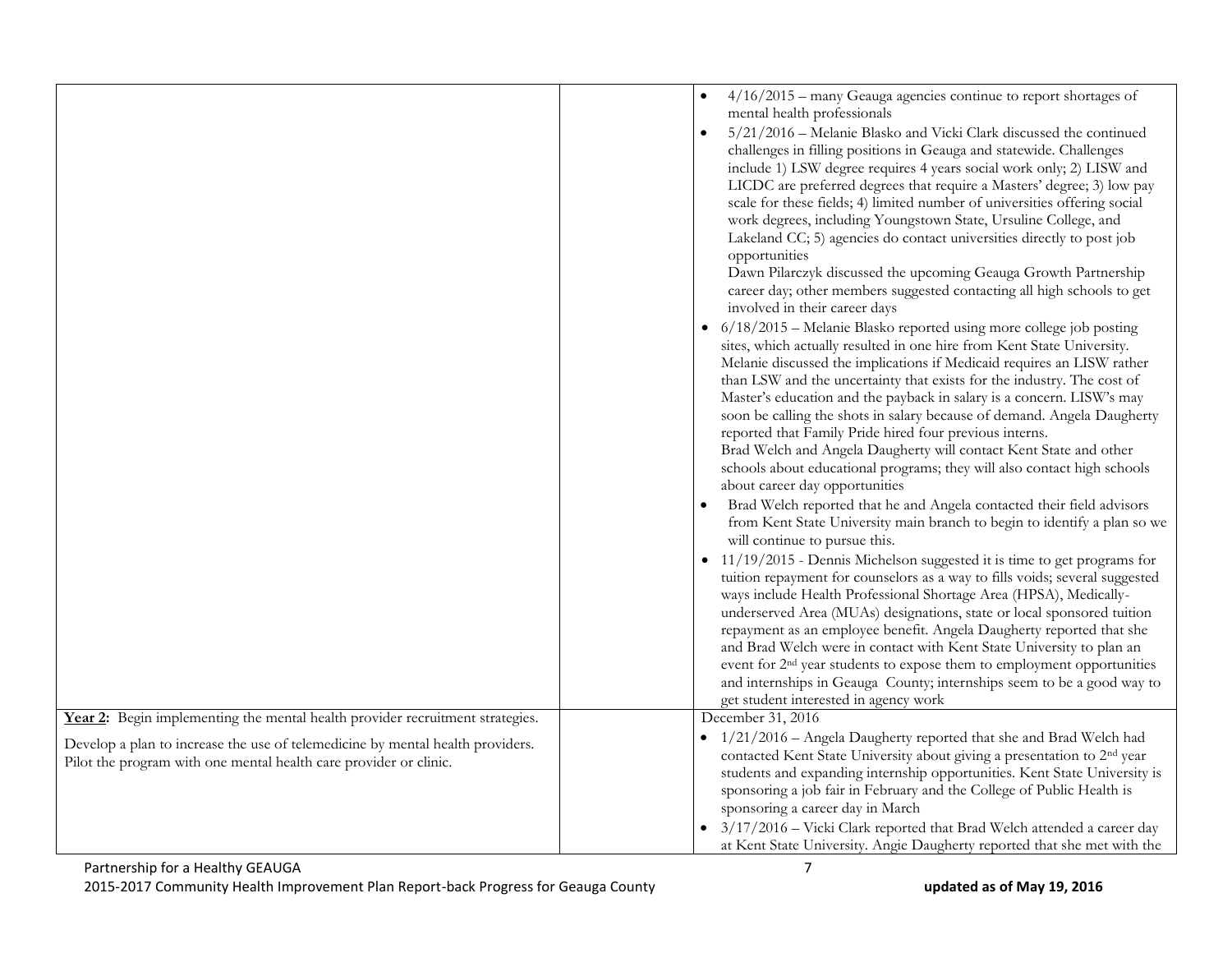| | | |
|---|---|---|
| | | • 4/16/2015 – many Geauga agencies continue to report shortages of mental health professionals<br>• 5/21/2016 – Melanie Blasko and Vicki Clark discussed the continued challenges in filling positions in Geauga and statewide. Challenges include 1) LSW degree requires 4 years social work only; 2) LISW and LICDC are preferred degrees that require a Masters' degree; 3) low pay scale for these fields; 4) limited number of universities offering social work degrees, including Youngstown State, Ursuline College, and Lakeland CC; 5) agencies do contact universities directly to post job opportunities<br>Dawn Pilarczyk discussed the upcoming Geauga Growth Partnership career day; other members suggested contacting all high schools to get involved in their career days<br>• 6/18/2015 – Melanie Blasko reported using more college job posting sites, which actually resulted in one hire from Kent State University. Melanie discussed the implications if Medicaid requires an LISW rather than LSW and the uncertainty that exists for the industry. The cost of Master's education and the payback in salary is a concern. LISW's may soon be calling the shots in salary because of demand. Angela Daugherty reported that Family Pride hired four previous interns.<br>Brad Welch and Angela Daugherty will contact Kent State and other schools about educational programs; they will also contact high schools about career day opportunities<br>• Brad Welch reported that he and Angela contacted their field advisors from Kent State University main branch to begin to identify a plan so we will continue to pursue this.<br>• 11/19/2015 - Dennis Michelson suggested it is time to get programs for tuition repayment for counselors as a way to fills voids; several suggested ways include Health Professional Shortage Area (HPSA), Medically-underserved Area (MUAs) designations, state or local sponsored tuition repayment as an employee benefit. Angela Daugherty reported that she and Brad Welch were in contact with Kent State University to plan an event for 2nd year students to expose them to employment opportunities and internships in Geauga County; internships seem to be a good way to get student interested in agency work |
| **Year 2:** Begin implementing the mental health provider recruitment strategies.<br><br>Develop a plan to increase the use of telemedicine by mental health providers. Pilot the program with one mental health care provider or clinic. | | December 31, 2016<br>• 1/21/2016 – Angela Daugherty reported that she and Brad Welch had contacted Kent State University about giving a presentation to 2nd year students and expanding internship opportunities. Kent State University is sponsoring a job fair in February and the College of Public Health is sponsoring a career day in March<br>• 3/17/2016 – Vicki Clark reported that Brad Welch attended a career day at Kent State University. Angie Daugherty reported that she met with the |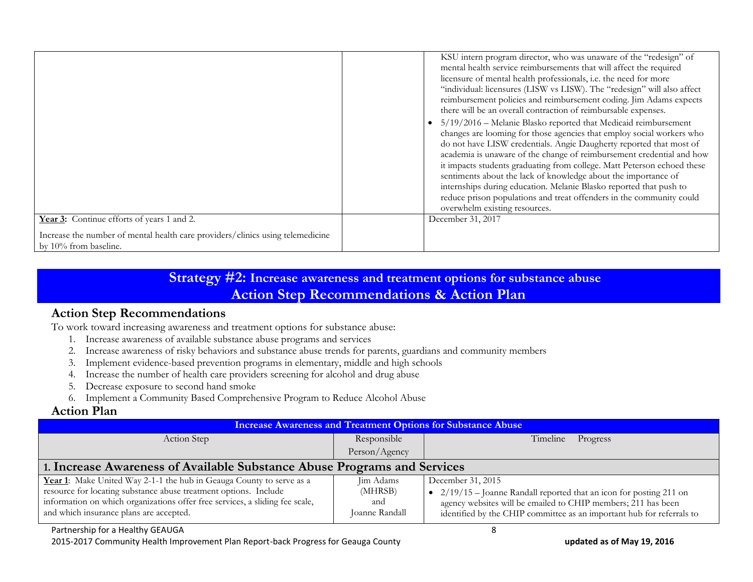| | | |
|---|---|---|
| | | KSU intern program director, who was unaware of the "redesign" of mental health service reimbursements that will affect the required licensure of mental health professionals, i.e. the need for more "individual: licensures (LISW vs LISW). The "redesign" will also affect reimbursement policies and reimbursement coding. Jim Adams expects there will be an overall contraction of reimbursable expenses.<br>• 5/19/2016 – Melanie Blasko reported that Medicaid reimbursement changes are looming for those agencies that employ social workers who do not have LISW credentials. Angie Daugherty reported that most of academia is unaware of the change of reimbursement credential and how it impacts students graduating from college. Matt Peterson echoed these sentiments about the lack of knowledge about the importance of internships during education. Melanie Blasko reported that push to reduce prison populations and treat offenders in the community could overwhelm existing resources. |
| **Year 3:** Continue efforts of years 1 and 2.<br><br>Increase the number of mental health care providers/clinics using telemedicine by 10% from baseline. | | December 31, 2017 |

## Strategy #2: Increase awareness and treatment options for substance abuse
## Action Step Recommendations & Action Plan

### Action Step Recommendations

To work toward increasing awareness and treatment options for substance abuse:

1. Increase awareness of available substance abuse programs and services
2. Increase awareness of risky behaviors and substance abuse trends for parents, guardians and community members
3. Implement evidence-based prevention programs in elementary, middle and high schools
4. Increase the number of health care providers screening for alcohol and drug abuse
5. Decrease exposure to second hand smoke
6. Implement a Community Based Comprehensive Program to Reduce Alcohol Abuse

### Action Plan

| Increase Awareness and Treatment Options for Substance Abuse | | |
|---|---|---|
| Action Step | Responsible Person/Agency | Timeline Progress |
| **1. Increase Awareness of Available Substance Abuse Programs and Services** | | |
| **Year 1**: Make United Way 2-1-1 the hub in Geauga County to serve as a resource for locating substance abuse treatment options. Include information on which organizations offer free services, a sliding fee scale, and which insurance plans are accepted. | Jim Adams (MHRSB) and Joanne Randall | December 31, 2015<br>• 2/19/15 – Joanne Randall reported that an icon for posting 211 on agency websites will be emailed to CHIP members; 211 has been identified by the CHIP committee as an important hub for referrals to |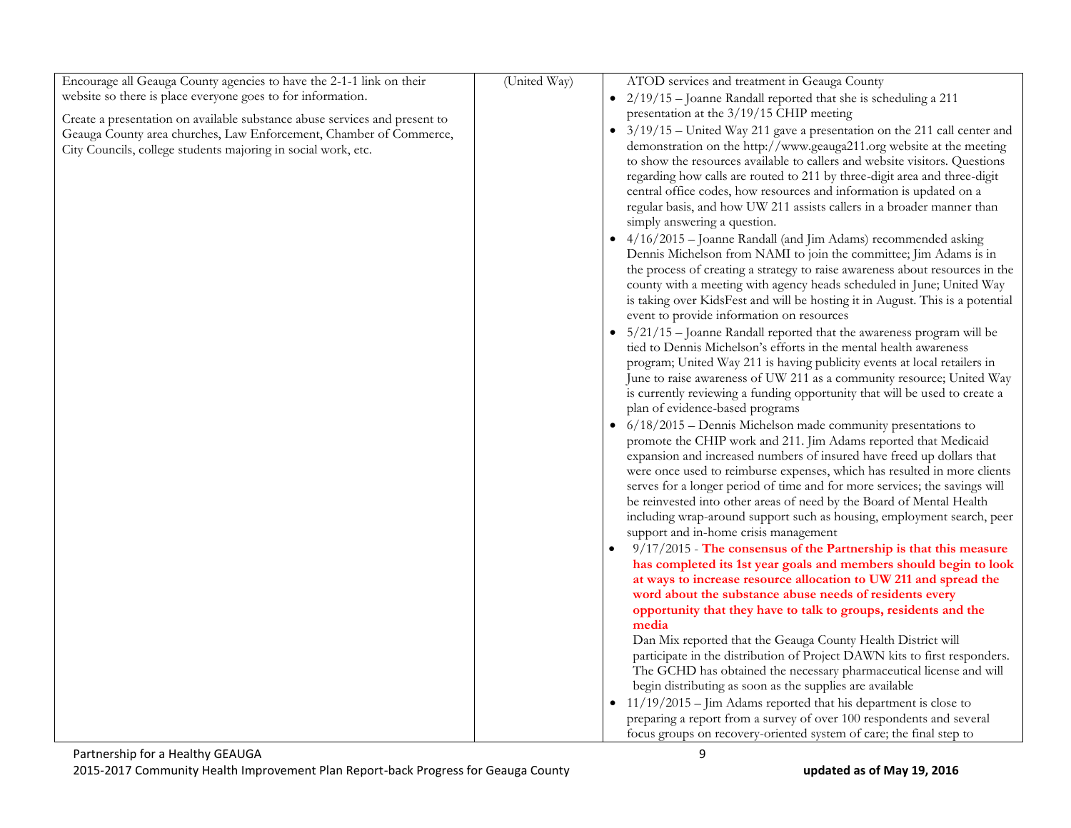| | | |
|---|---|---|
| Encourage all Geauga County agencies to have the 2-1-1 link on their website so there is place everyone goes to for information.<br><br>Create a presentation on available substance abuse services and present to Geauga County area churches, Law Enforcement, Chamber of Commerce, City Councils, college students majoring in social work, etc. | (United Way) | ATOD services and treatment in Geauga County<br>• 2/19/15 – Joanne Randall reported that she is scheduling a 211 presentation at the 3/19/15 CHIP meeting<br>• 3/19/15 – United Way 211 gave a presentation on the 211 call center and demonstration on the http://www.geauga211.org website at the meeting to show the resources available to callers and website visitors. Questions regarding how calls are routed to 211 by three-digit area and three-digit central office codes, how resources and information is updated on a regular basis, and how UW 211 assists callers in a broader manner than simply answering a question.<br>• 4/16/2015 – Joanne Randall (and Jim Adams) recommended asking Dennis Michelson from NAMI to join the committee; Jim Adams is in the process of creating a strategy to raise awareness about resources in the county with a meeting with agency heads scheduled in June; United Way is taking over KidsFest and will be hosting it in August. This is a potential event to provide information on resources<br>• 5/21/15 – Joanne Randall reported that the awareness program will be tied to Dennis Michelson's efforts in the mental health awareness program; United Way 211 is having publicity events at local retailers in June to raise awareness of UW 211 as a community resource; United Way is currently reviewing a funding opportunity that will be used to create a plan of evidence-based programs<br>• 6/18/2015 – Dennis Michelson made community presentations to promote the CHIP work and 211. Jim Adams reported that Medicaid expansion and increased numbers of insured have freed up dollars that were once used to reimburse expenses, which has resulted in more clients serves for a longer period of time and for more services; the savings will be reinvested into other areas of need by the Board of Mental Health including wrap-around support such as housing, employment search, peer support and in-home crisis management<br>• 9/17/2015 - **The consensus of the Partnership is that this measure has completed its 1st year goals and members should begin to look at ways to increase resource allocation to UW 211 and spread the word about the substance abuse needs of residents every opportunity that they have to talk to groups, residents and the media**<br>Dan Mix reported that the Geauga County Health District will participate in the distribution of Project DAWN kits to first responders. The GCHD has obtained the necessary pharmaceutical license and will begin distributing as soon as the supplies are available<br>• 11/19/2015 – Jim Adams reported that his department is close to preparing a report from a survey of over 100 respondents and several focus groups on recovery-oriented system of care; the final step to |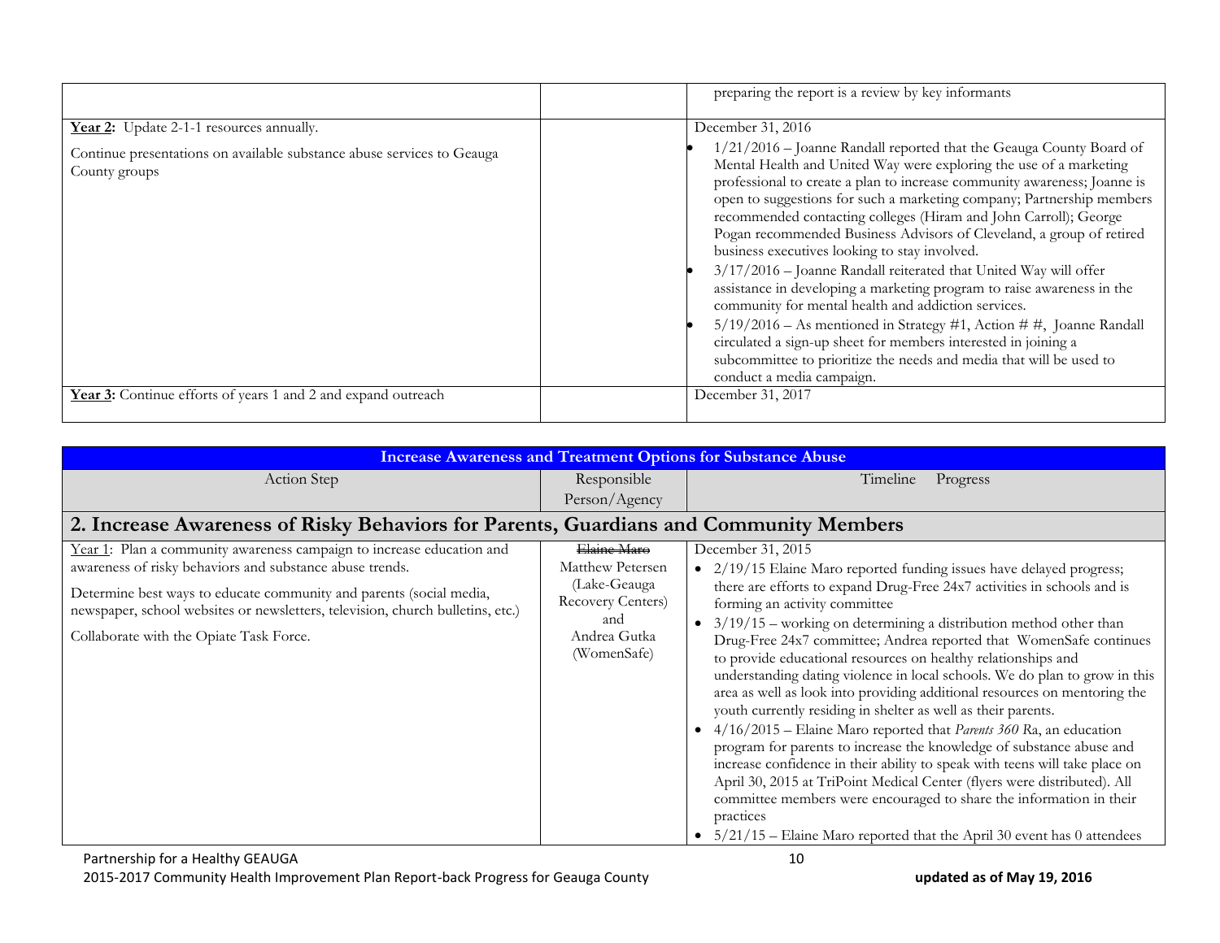| | | |
|---|---|---|
| | | preparing the report is a review by key informants |
| **Year 2:** Update 2-1-1 resources annually.<br><br>Continue presentations on available substance abuse services to Geauga County groups | | December 31, 2016<br>• 1/21/2016 – Joanne Randall reported that the Geauga County Board of Mental Health and United Way were exploring the use of a marketing professional to create a plan to increase community awareness; Joanne is open to suggestions for such a marketing company; Partnership members recommended contacting colleges (Hiram and John Carroll); George Pogan recommended Business Advisors of Cleveland, a group of retired business executives looking to stay involved.<br>• 3/17/2016 – Joanne Randall reiterated that United Way will offer assistance in developing a marketing program to raise awareness in the community for mental health and addiction services.<br>• 5/19/2016 – As mentioned in Strategy #1, Action # #, Joanne Randall circulated a sign-up sheet for members interested in joining a subcommittee to prioritize the needs and media that will be used to conduct a media campaign. |
| **Year 3:** Continue efforts of years 1 and 2 and expand outreach | | December 31, 2017 |

| **Increase Awareness and Treatment Options for Substance Abuse** | | |
|---|---|---|
| Action Step | Responsible Person/Agency | Timeline Progress |
| **2. Increase Awareness of Risky Behaviors for Parents, Guardians and Community Members** | | |
| Year 1: Plan a community awareness campaign to increase education and awareness of risky behaviors and substance abuse trends.<br><br>Determine best ways to educate community and parents (social media, newspaper, school websites or newsletters, television, church bulletins, etc.)<br><br>Collaborate with the Opiate Task Force. | ~~Elaine Maro~~<br>Matthew Petersen (Lake-Geauga Recovery Centers) and Andrea Gutka (WomenSafe) | December 31, 2015<br>• 2/19/15 Elaine Maro reported funding issues have delayed progress; there are efforts to expand Drug-Free 24x7 activities in schools and is forming an activity committee<br>• 3/19/15 – working on determining a distribution method other than Drug-Free 24x7 committee; Andrea reported that WomenSafe continues to provide educational resources on healthy relationships and understanding dating violence in local schools. We do plan to grow in this area as well as look into providing additional resources on mentoring the youth currently residing in shelter as well as their parents.<br>• 4/16/2015 – Elaine Maro reported that *Parents 360 R*a, an education program for parents to increase the knowledge of substance abuse and increase confidence in their ability to speak with teens will take place on April 30, 2015 at TriPoint Medical Center (flyers were distributed). All committee members were encouraged to share the information in their practices<br>• 5/21/15 – Elaine Maro reported that the April 30 event has 0 attendees |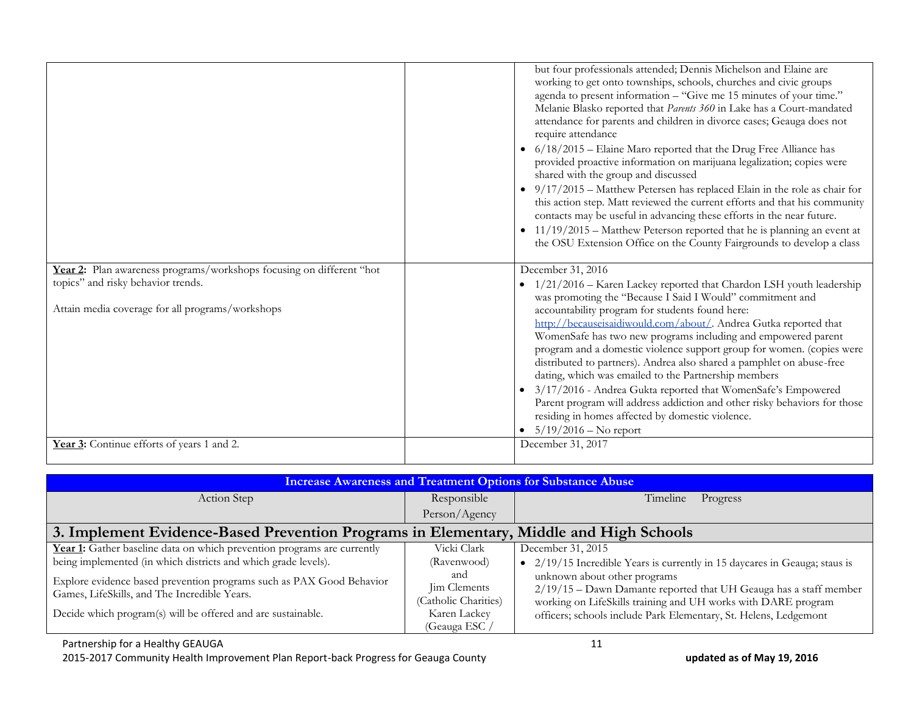| | | |
|---|---|---|
| | | but four professionals attended; Dennis Michelson and Elaine are working to get onto townships, schools, churches and civic groups agenda to present information – "Give me 15 minutes of your time." Melanie Blasko reported that *Parents 360* in Lake has a Court-mandated attendance for parents and children in divorce cases; Geauga does not require attendance<br>• 6/18/2015 – Elaine Maro reported that the Drug Free Alliance has provided proactive information on marijuana legalization; copies were shared with the group and discussed<br>• 9/17/2015 – Matthew Petersen has replaced Elain in the role as chair for this action step. Matt reviewed the current efforts and that his community contacts may be useful in advancing these efforts in the near future.<br>• 11/19/2015 – Matthew Peterson reported that he is planning an event at the OSU Extension Office on the County Fairgrounds to develop a class |
| **Year 2:** Plan awareness programs/workshops focusing on different "hot topics" and risky behavior trends.<br><br>Attain media coverage for all programs/workshops | | December 31, 2016<br>• 1/21/2016 – Karen Lackey reported that Chardon LSH youth leadership was promoting the "Because I Said I Would" commitment and accountability program for students found here: http://becauseisaidiwould.com/about/. Andrea Gutka reported that WomenSafe has two new programs including and empowered parent program and a domestic violence support group for women. (copies were distributed to partners). Andrea also shared a pamphlet on abuse-free dating, which was emailed to the Partnership members<br>• 3/17/2016 - Andrea Gukta reported that WomenSafe's Empowered Parent program will address addiction and other risky behaviors for those residing in homes affected by domestic violence.<br>• 5/19/2016 – No report |
| **Year 3:** Continue efforts of years 1 and 2. | | December 31, 2017 |

| Increase Awareness and Treatment Options for Substance Abuse | | |
|---|---|---|
| Action Step | Responsible Person/Agency | Timeline Progress |
| **3. Implement Evidence-Based Prevention Programs in Elementary, Middle and High Schools** | | |
| **Year 1:** Gather baseline data on which prevention programs are currently being implemented (in which districts and which grade levels).<br><br>Explore evidence based prevention programs such as PAX Good Behavior Games, LifeSkills, and The Incredible Years.<br><br>Decide which program(s) will be offered and are sustainable. | Vicki Clark (Ravenwood) and Jim Clements (Catholic Charities) Karen Lackey (Geauga ESC / | December 31, 2015<br>• 2/19/15 Incredible Years is currently in 15 daycares in Geauga; staus is unknown about other programs<br>2/19/15 – Dawn Damante reported that UH Geauga has a staff member working on LifeSkills training and UH works with DARE program officers; schools include Park Elementary, St. Helens, Ledgemont |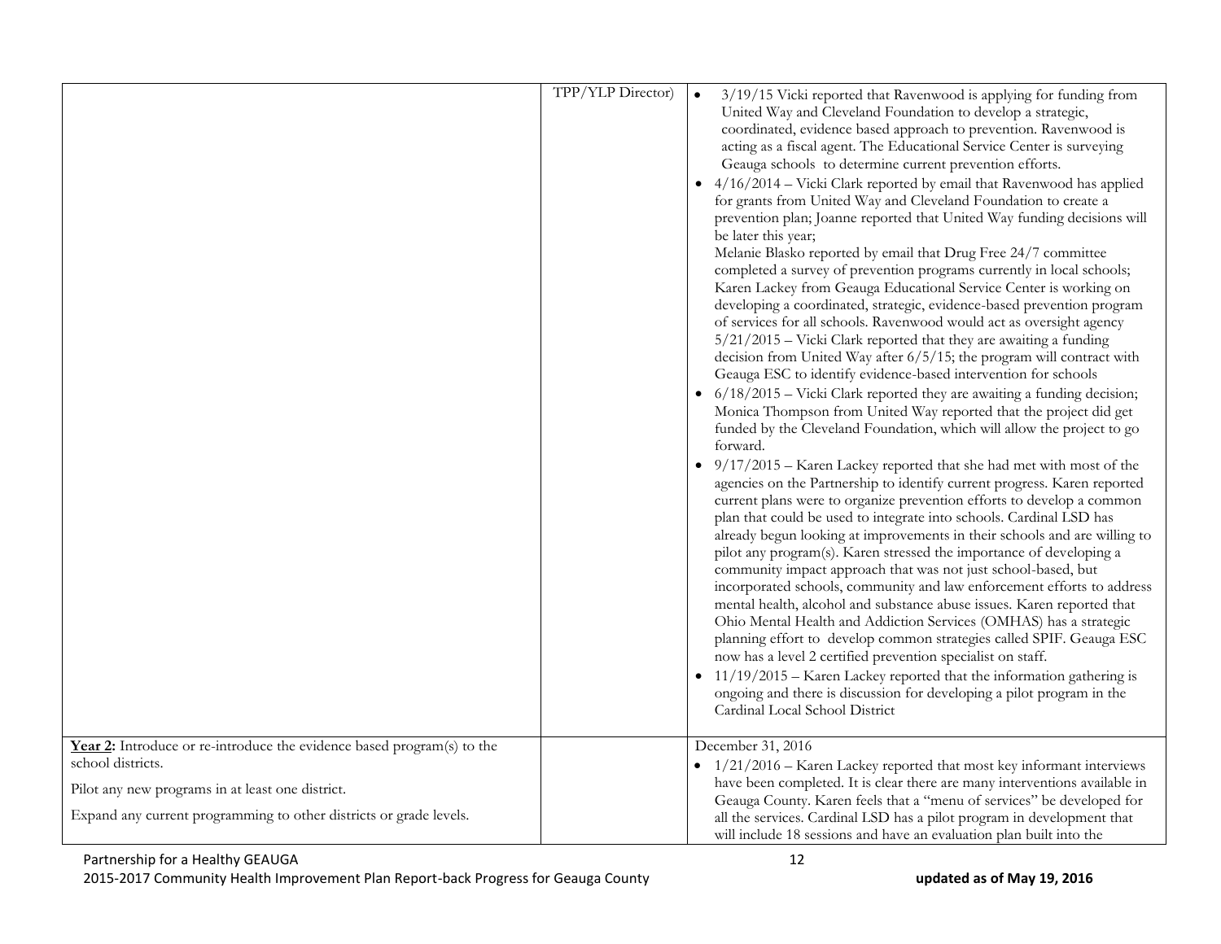| | | |
|---|---|---|
| | TPP/YLP Director) | • 3/19/15 Vicki reported that Ravenwood is applying for funding from United Way and Cleveland Foundation to develop a strategic, coordinated, evidence based approach to prevention. Ravenwood is acting as a fiscal agent. The Educational Service Center is surveying Geauga schools to determine current prevention efforts.<br>• 4/16/2014 – Vicki Clark reported by email that Ravenwood has applied for grants from United Way and Cleveland Foundation to create a prevention plan; Joanne reported that United Way funding decisions will be later this year;<br>Melanie Blasko reported by email that Drug Free 24/7 committee completed a survey of prevention programs currently in local schools; Karen Lackey from Geauga Educational Service Center is working on developing a coordinated, strategic, evidence-based prevention program of services for all schools. Ravenwood would act as oversight agency<br>5/21/2015 – Vicki Clark reported that they are awaiting a funding decision from United Way after 6/5/15; the program will contract with Geauga ESC to identify evidence-based intervention for schools<br>• 6/18/2015 – Vicki Clark reported they are awaiting a funding decision; Monica Thompson from United Way reported that the project did get funded by the Cleveland Foundation, which will allow the project to go forward.<br>• 9/17/2015 – Karen Lackey reported that she had met with most of the agencies on the Partnership to identify current progress. Karen reported current plans were to organize prevention efforts to develop a common plan that could be used to integrate into schools. Cardinal LSD has already begun looking at improvements in their schools and are willing to pilot any program(s). Karen stressed the importance of developing a community impact approach that was not just school-based, but incorporated schools, community and law enforcement efforts to address mental health, alcohol and substance abuse issues. Karen reported that Ohio Mental Health and Addiction Services (OMHAS) has a strategic planning effort to develop common strategies called SPIF. Geauga ESC now has a level 2 certified prevention specialist on staff.<br>• 11/19/2015 – Karen Lackey reported that the information gathering is ongoing and there is discussion for developing a pilot program in the Cardinal Local School District |
| **Year 2:** Introduce or re-introduce the evidence based program(s) to the school districts.<br><br>Pilot any new programs in at least one district.<br><br>Expand any current programming to other districts or grade levels. | | December 31, 2016<br>• 1/21/2016 – Karen Lackey reported that most key informant interviews have been completed. It is clear there are many interventions available in Geauga County. Karen feels that a "menu of services" be developed for all the services. Cardinal LSD has a pilot program in development that will include 18 sessions and have an evaluation plan built into the |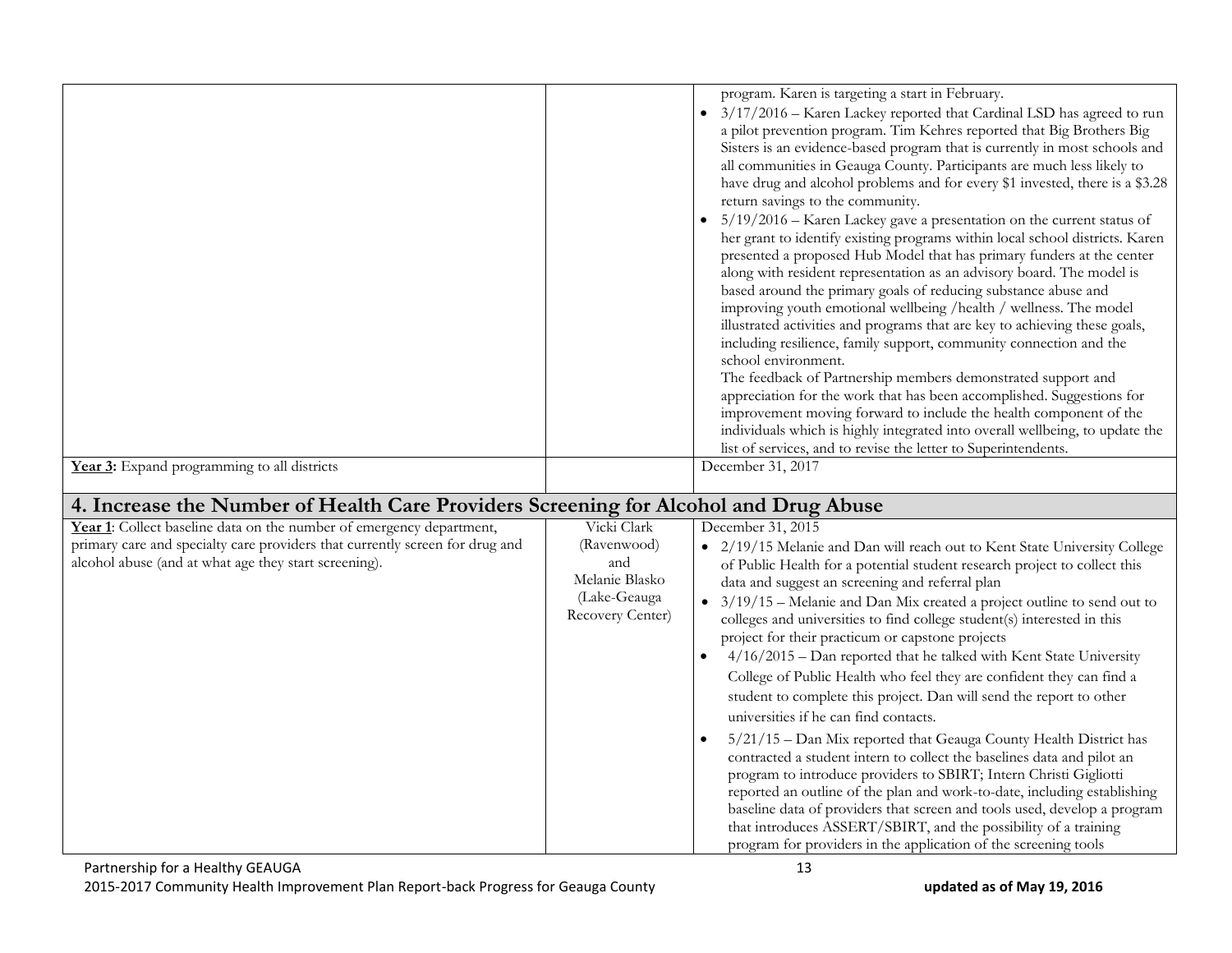| | | |
|---|---|---|
| | | program. Karen is targeting a start in February.<br>• 3/17/2016 – Karen Lackey reported that Cardinal LSD has agreed to run a pilot prevention program. Tim Kehres reported that Big Brothers Big Sisters is an evidence-based program that is currently in most schools and all communities in Geauga County. Participants are much less likely to have drug and alcohol problems and for every $1 invested, there is a $3.28 return savings to the community.<br>• 5/19/2016 – Karen Lackey gave a presentation on the current status of her grant to identify existing programs within local school districts. Karen presented a proposed Hub Model that has primary funders at the center along with resident representation as an advisory board. The model is based around the primary goals of reducing substance abuse and improving youth emotional wellbeing /health / wellness. The model illustrated activities and programs that are key to achieving these goals, including resilience, family support, community connection and the school environment.<br>The feedback of Partnership members demonstrated support and appreciation for the work that has been accomplished. Suggestions for improvement moving forward to include the health component of the individuals which is highly integrated into overall wellbeing, to update the list of services, and to revise the letter to Superintendents. |
| **Year 3:** Expand programming to all districts | | December 31, 2017 |
| **4. Increase the Number of Health Care Providers Screening for Alcohol and Drug Abuse** | | |
| **Year 1**: Collect baseline data on the number of emergency department, primary care and specialty care providers that currently screen for drug and alcohol abuse (and at what age they start screening). | Vicki Clark (Ravenwood) and Melanie Blasko (Lake-Geauga Recovery Center) | December 31, 2015<br>• 2/19/15 Melanie and Dan will reach out to Kent State University College of Public Health for a potential student research project to collect this data and suggest an screening and referral plan<br>• 3/19/15 – Melanie and Dan Mix created a project outline to send out to colleges and universities to find college student(s) interested in this project for their practicum or capstone projects<br>• 4/16/2015 – Dan reported that he talked with Kent State University College of Public Health who feel they are confident they can find a student to complete this project. Dan will send the report to other universities if he can find contacts.<br>• 5/21/15 – Dan Mix reported that Geauga County Health District has contracted a student intern to collect the baselines data and pilot an program to introduce providers to SBIRT; Intern Christi Gigliotti reported an outline of the plan and work-to-date, including establishing baseline data of providers that screen and tools used, develop a program that introduces ASSERT/SBIRT, and the possibility of a training program for providers in the application of the screening tools |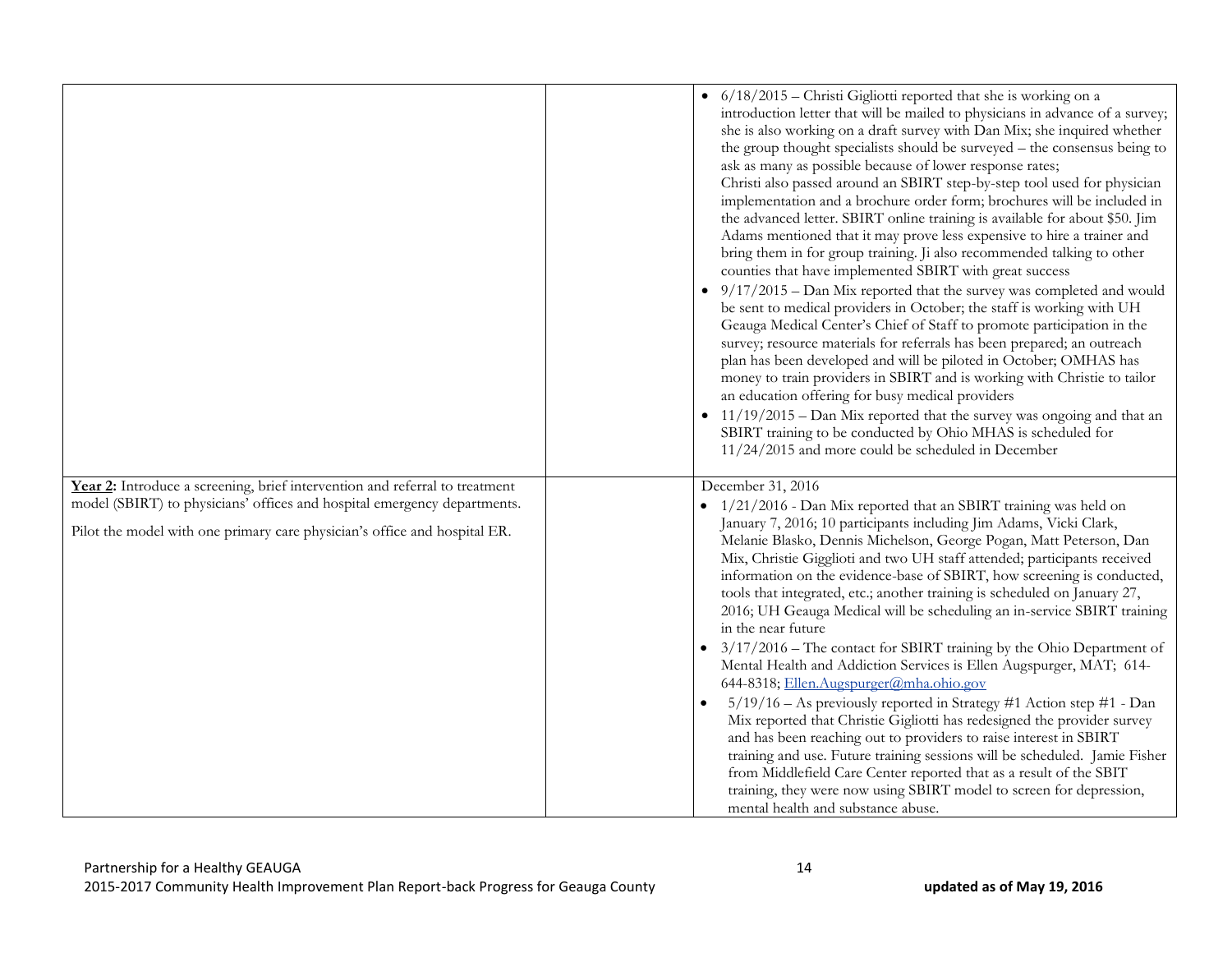| | | |
|---|---|---|
| | | • 6/18/2015 – Christi Gigliotti reported that she is working on a introduction letter that will be mailed to physicians in advance of a survey; she is also working on a draft survey with Dan Mix; she inquired whether the group thought specialists should be surveyed – the consensus being to ask as many as possible because of lower response rates; Christi also passed around an SBIRT step-by-step tool used for physician implementation and a brochure order form; brochures will be included in the advanced letter. SBIRT online training is available for about $50. Jim Adams mentioned that it may prove less expensive to hire a trainer and bring them in for group training. Ji also recommended talking to other counties that have implemented SBIRT with great success<br>• 9/17/2015 – Dan Mix reported that the survey was completed and would be sent to medical providers in October; the staff is working with UH Geauga Medical Center's Chief of Staff to promote participation in the survey; resource materials for referrals has been prepared; an outreach plan has been developed and will be piloted in October; OMHAS has money to train providers in SBIRT and is working with Christie to tailor an education offering for busy medical providers<br>• 11/19/2015 – Dan Mix reported that the survey was ongoing and that an SBIRT training to be conducted by Ohio MHAS is scheduled for 11/24/2015 and more could be scheduled in December |
| **Year 2:** Introduce a screening, brief intervention and referral to treatment model (SBIRT) to physicians' offices and hospital emergency departments.<br><br>Pilot the model with one primary care physician's office and hospital ER. | | December 31, 2016<br>• 1/21/2016 - Dan Mix reported that an SBIRT training was held on January 7, 2016; 10 participants including Jim Adams, Vicki Clark, Melanie Blasko, Dennis Michelson, George Pogan, Matt Peterson, Dan Mix, Christie Gigglioti and two UH staff attended; participants received information on the evidence-base of SBIRT, how screening is conducted, tools that integrated, etc.; another training is scheduled on January 27, 2016; UH Geauga Medical will be scheduling an in-service SBIRT training in the near future<br>• 3/17/2016 – The contact for SBIRT training by the Ohio Department of Mental Health and Addiction Services is Ellen Augspurger, MAT; 614-644-8318; Ellen.Augspurger@mha.ohio.gov<br>• 5/19/16 – As previously reported in Strategy #1 Action step #1 - Dan Mix reported that Christie Gigliotti has redesigned the provider survey and has been reaching out to providers to raise interest in SBIRT training and use. Future training sessions will be scheduled. Jamie Fisher from Middlefield Care Center reported that as a result of the SBIT training, they were now using SBIRT model to screen for depression, mental health and substance abuse. |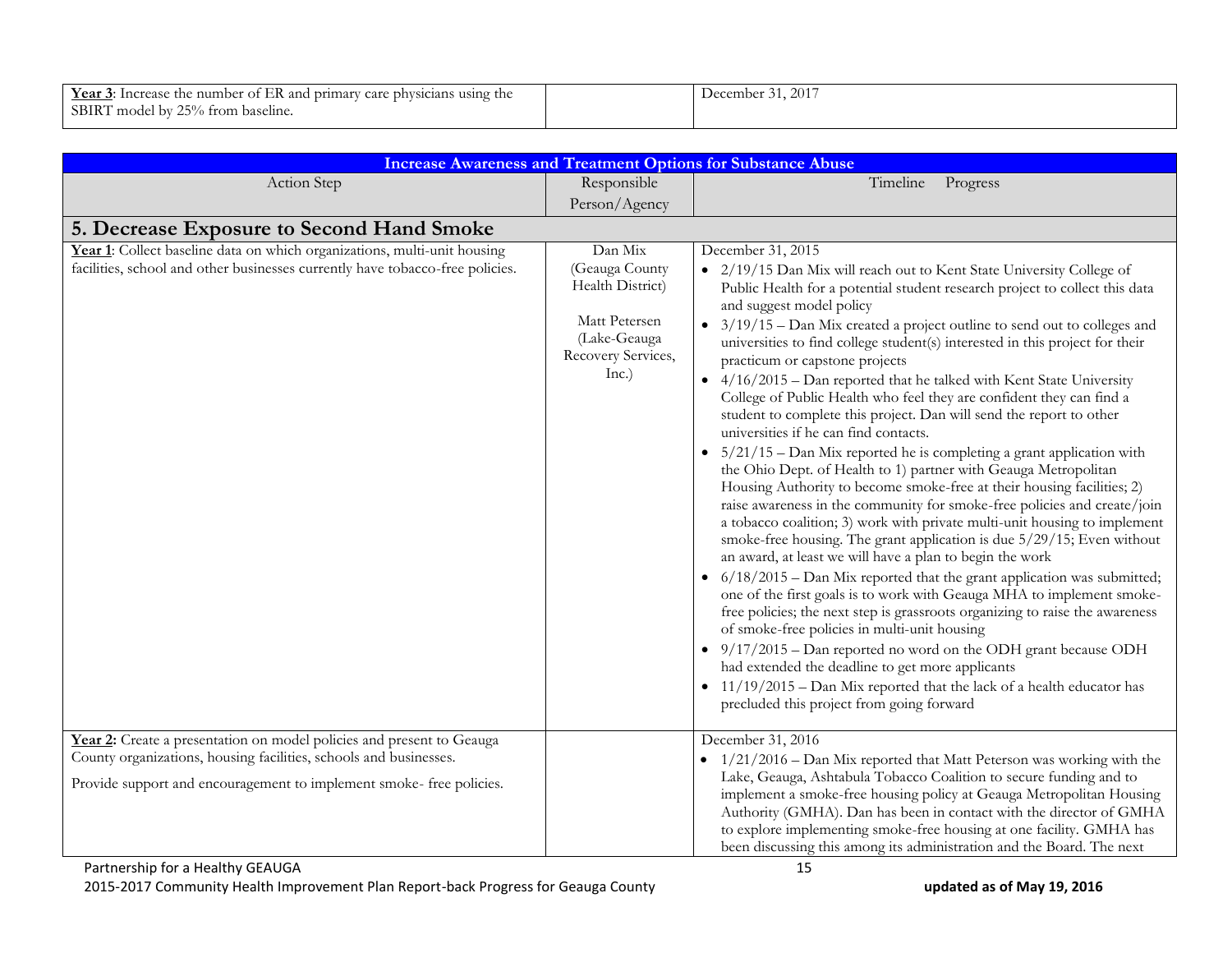| | | |
|---|---|---|
| **Year 3**: Increase the number of ER and primary care physicians using the SBIRT model by 25% from baseline. | | December 31, 2017 |

| **Increase Awareness and Treatment Options for Substance Abuse** | | |
|---|---|---|
| Action Step | Responsible Person/Agency | Timeline Progress |
| **5. Decrease Exposure to Second Hand Smoke** | | |
| **Year 1**: Collect baseline data on which organizations, multi-unit housing facilities, school and other businesses currently have tobacco-free policies. | Dan Mix (Geauga County Health District)<br><br>Matt Petersen (Lake-Geauga Recovery Services, Inc.) | December 31, 2015<br>• 2/19/15 Dan Mix will reach out to Kent State University College of Public Health for a potential student research project to collect this data and suggest model policy<br>• 3/19/15 – Dan Mix created a project outline to send out to colleges and universities to find college student(s) interested in this project for their practicum or capstone projects<br>• 4/16/2015 – Dan reported that he talked with Kent State University College of Public Health who feel they are confident they can find a student to complete this project. Dan will send the report to other universities if he can find contacts.<br>• 5/21/15 – Dan Mix reported he is completing a grant application with the Ohio Dept. of Health to 1) partner with Geauga Metropolitan Housing Authority to become smoke-free at their housing facilities; 2) raise awareness in the community for smoke-free policies and create/join a tobacco coalition; 3) work with private multi-unit housing to implement smoke-free housing. The grant application is due 5/29/15; Even without an award, at least we will have a plan to begin the work<br>• 6/18/2015 – Dan Mix reported that the grant application was submitted; one of the first goals is to work with Geauga MHA to implement smoke-free policies; the next step is grassroots organizing to raise the awareness of smoke-free policies in multi-unit housing<br>• 9/17/2015 – Dan reported no word on the ODH grant because ODH had extended the deadline to get more applicants<br>• 11/19/2015 – Dan Mix reported that the lack of a health educator has precluded this project from going forward |
| **Year 2:** Create a presentation on model policies and present to Geauga County organizations, housing facilities, schools and businesses.<br><br>Provide support and encouragement to implement smoke- free policies. | | December 31, 2016<br>• 1/21/2016 – Dan Mix reported that Matt Peterson was working with the Lake, Geauga, Ashtabula Tobacco Coalition to secure funding and to implement a smoke-free housing policy at Geauga Metropolitan Housing Authority (GMHA). Dan has been in contact with the director of GMHA to explore implementing smoke-free housing at one facility. GMHA has been discussing this among its administration and the Board. The next |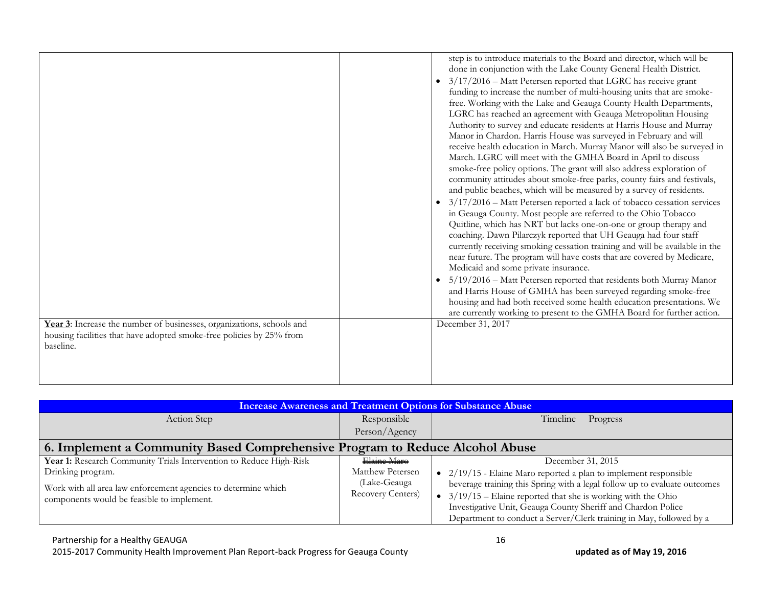| | | |
|---|---|---|
| | | step is to introduce materials to the Board and director, which will be done in conjunction with the Lake County General Health District.<br>• 3/17/2016 – Matt Petersen reported that LGRC has receive grant funding to increase the number of multi-housing units that are smoke-free. Working with the Lake and Geauga County Health Departments, LGRC has reached an agreement with Geauga Metropolitan Housing Authority to survey and educate residents at Harris House and Murray Manor in Chardon. Harris House was surveyed in February and will receive health education in March. Murray Manor will also be surveyed in March. LGRC will meet with the GMHA Board in April to discuss smoke-free policy options. The grant will also address exploration of community attitudes about smoke-free parks, county fairs and festivals, and public beaches, which will be measured by a survey of residents.<br>• 3/17/2016 – Matt Petersen reported a lack of tobacco cessation services in Geauga County. Most people are referred to the Ohio Tobacco Quitline, which has NRT but lacks one-on-one or group therapy and coaching. Dawn Pilarczyk reported that UH Geauga had four staff currently receiving smoking cessation training and will be available in the near future. The program will have costs that are covered by Medicare, Medicaid and some private insurance.<br>• 5/19/2016 – Matt Petersen reported that residents both Murray Manor and Harris House of GMHA has been surveyed regarding smoke-free housing and had both received some health education presentations. We are currently working to present to the GMHA Board for further action. |
| **Year 3**: Increase the number of businesses, organizations, schools and housing facilities that have adopted smoke-free policies by 25% from baseline. | | December 31, 2017 |

| Increase Awareness and Treatment Options for Substance Abuse | | |
|---|---|---|
| Action Step | Responsible Person/Agency | Timeline Progress |
| **6. Implement a Community Based Comprehensive Program to Reduce Alcohol Abuse** | | |
| **Year 1:** Research Community Trials Intervention to Reduce High-Risk Drinking program.<br><br>Work with all area law enforcement agencies to determine which components would be feasible to implement. | ~~Elaine Maro~~<br>Matthew Petersen (Lake-Geauga Recovery Centers) | December 31, 2015<br>• 2/19/15 - Elaine Maro reported a plan to implement responsible beverage training this Spring with a legal follow up to evaluate outcomes<br>• 3/19/15 – Elaine reported that she is working with the Ohio Investigative Unit, Geauga County Sheriff and Chardon Police Department to conduct a Server/Clerk training in May, followed by a |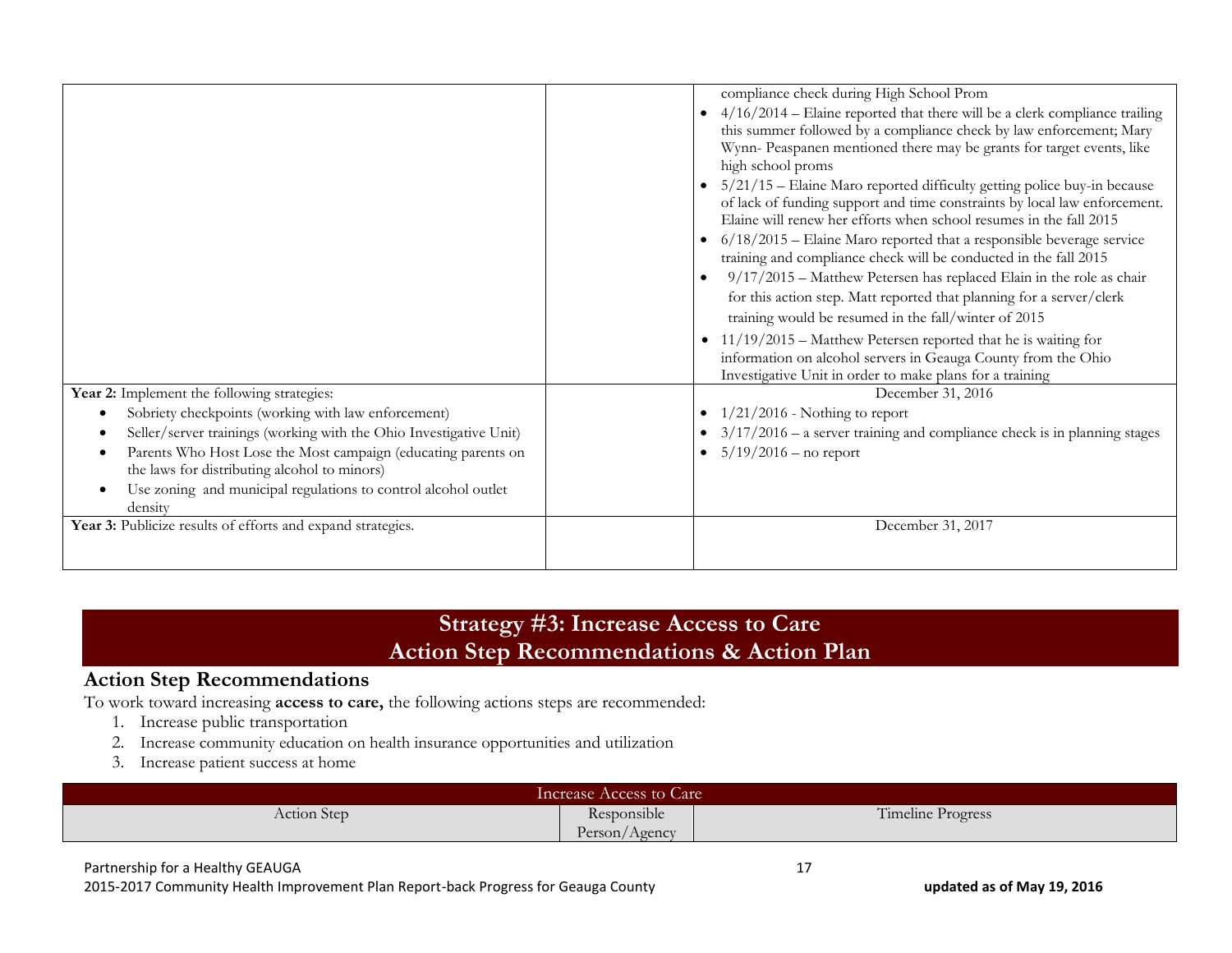| | | |
|---|---|---|
| | | compliance check during High School Prom<br>• 4/16/2014 – Elaine reported that there will be a clerk compliance trailing this summer followed by a compliance check by law enforcement; Mary Wynn- Peaspanen mentioned there may be grants for target events, like high school proms<br>• 5/21/15 – Elaine Maro reported difficulty getting police buy-in because of lack of funding support and time constraints by local law enforcement. Elaine will renew her efforts when school resumes in the fall 2015<br>• 6/18/2015 – Elaine Maro reported that a responsible beverage service training and compliance check will be conducted in the fall 2015<br>• 9/17/2015 – Matthew Petersen has replaced Elain in the role as chair for this action step. Matt reported that planning for a server/clerk training would be resumed in the fall/winter of 2015<br>• 11/19/2015 – Matthew Petersen reported that he is waiting for information on alcohol servers in Geauga County from the Ohio Investigative Unit in order to make plans for a training |
| **Year 2:** Implement the following strategies:<br>• Sobriety checkpoints (working with law enforcement)<br>• Seller/server trainings (working with the Ohio Investigative Unit)<br>• Parents Who Host Lose the Most campaign (educating parents on the laws for distributing alcohol to minors)<br>• Use zoning and municipal regulations to control alcohol outlet density | | December 31, 2016<br>• 1/21/2016 - Nothing to report<br>• 3/17/2016 – a server training and compliance check is in planning stages<br>• 5/19/2016 – no report |
| **Year 3:** Publicize results of efforts and expand strategies. | | December 31, 2017 |

# Strategy #3: Increase Access to Care
# Action Step Recommendations & Action Plan

## Action Step Recommendations

To work toward increasing **access to care,** the following actions steps are recommended:

1. Increase public transportation
2. Increase community education on health insurance opportunities and utilization
3. Increase patient success at home

| Increase Access to Care | | |
|---|---|---|
| Action Step | Responsible Person/Agency | Timeline Progress |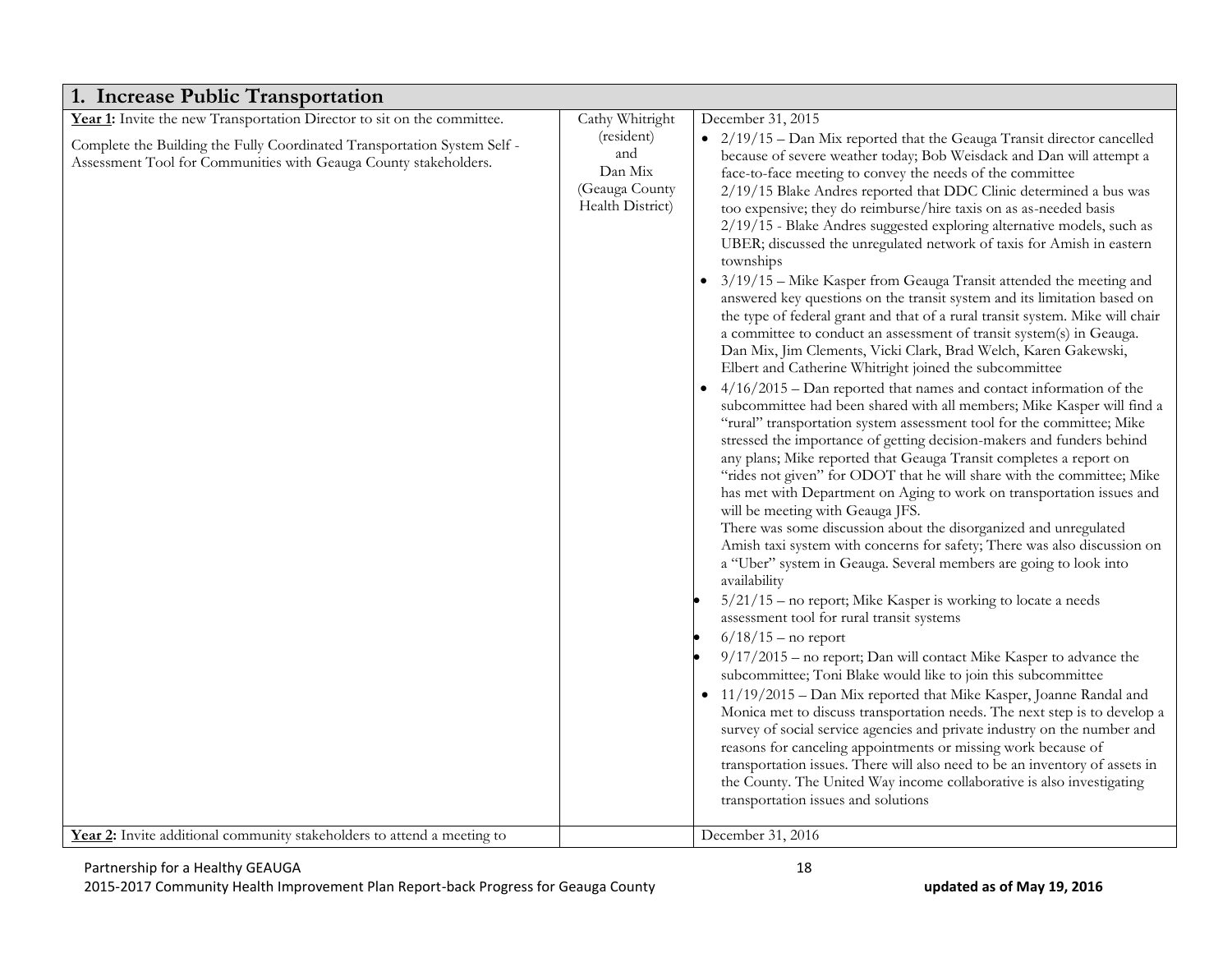## 1. Increase Public Transportation

| | | |
|---|---|---|
| **Year 1:** Invite the new Transportation Director to sit on the committee.<br><br>Complete the Building the Fully Coordinated Transportation System Self - Assessment Tool for Communities with Geauga County stakeholders. | Cathy Whitright (resident) and Dan Mix (Geauga County Health District) | December 31, 2015<br>• 2/19/15 – Dan Mix reported that the Geauga Transit director cancelled because of severe weather today; Bob Weisdack and Dan will attempt a face-to-face meeting to convey the needs of the committee<br>2/19/15 Blake Andres reported that DDC Clinic determined a bus was too expensive; they do reimburse/hire taxis on as as-needed basis<br>2/19/15 - Blake Andres suggested exploring alternative models, such as UBER; discussed the unregulated network of taxis for Amish in eastern townships<br>• 3/19/15 – Mike Kasper from Geauga Transit attended the meeting and answered key questions on the transit system and its limitation based on the type of federal grant and that of a rural transit system. Mike will chair a committee to conduct an assessment of transit system(s) in Geauga. Dan Mix, Jim Clements, Vicki Clark, Brad Welch, Karen Gakewski, Elbert and Catherine Whitright joined the subcommittee<br>• 4/16/2015 – Dan reported that names and contact information of the subcommittee had been shared with all members; Mike Kasper will find a "rural" transportation system assessment tool for the committee; Mike stressed the importance of getting decision-makers and funders behind any plans; Mike reported that Geauga Transit completes a report on "rides not given" for ODOT that he will share with the committee; Mike has met with Department on Aging to work on transportation issues and will be meeting with Geauga JFS.<br>There was some discussion about the disorganized and unregulated Amish taxi system with concerns for safety; There was also discussion on a "Uber" system in Geauga. Several members are going to look into availability<br>• 5/21/15 – no report; Mike Kasper is working to locate a needs assessment tool for rural transit systems<br>• 6/18/15 – no report<br>• 9/17/2015 – no report; Dan will contact Mike Kasper to advance the subcommittee; Toni Blake would like to join this subcommittee<br>• 11/19/2015 – Dan Mix reported that Mike Kasper, Joanne Randal and Monica met to discuss transportation needs. The next step is to develop a survey of social service agencies and private industry on the number and reasons for canceling appointments or missing work because of transportation issues. There will also need to be an inventory of assets in the County. The United Way income collaborative is also investigating transportation issues and solutions |
| **Year 2:** Invite additional community stakeholders to attend a meeting to | | December 31, 2016 |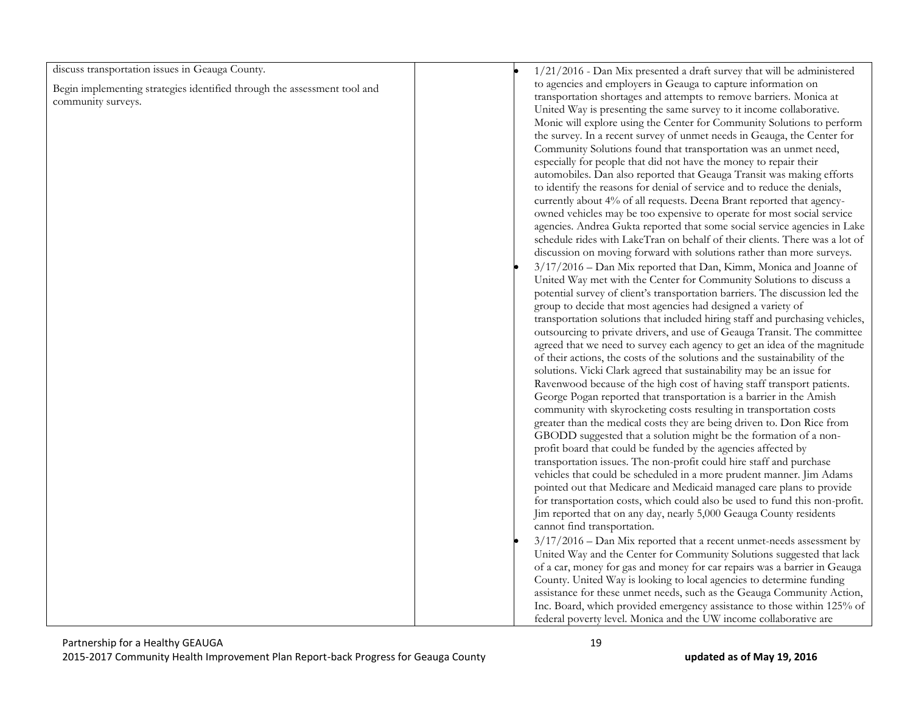| | | |
|---|---|---|
| discuss transportation issues in Geauga County.<br><br>Begin implementing strategies identified through the assessment tool and community surveys. | | • 1/21/2016 - Dan Mix presented a draft survey that will be administered to agencies and employers in Geauga to capture information on transportation shortages and attempts to remove barriers. Monica at United Way is presenting the same survey to it income collaborative. Monic will explore using the Center for Community Solutions to perform the survey. In a recent survey of unmet needs in Geauga, the Center for Community Solutions found that transportation was an unmet need, especially for people that did not have the money to repair their automobiles. Dan also reported that Geauga Transit was making efforts to identify the reasons for denial of service and to reduce the denials, currently about 4% of all requests. Deena Brant reported that agency-owned vehicles may be too expensive to operate for most social service agencies. Andrea Gukta reported that some social service agencies in Lake schedule rides with LakeTran on behalf of their clients. There was a lot of discussion on moving forward with solutions rather than more surveys.<br>• 3/17/2016 – Dan Mix reported that Dan, Kimm, Monica and Joanne of United Way met with the Center for Community Solutions to discuss a potential survey of client's transportation barriers. The discussion led the group to decide that most agencies had designed a variety of transportation solutions that included hiring staff and purchasing vehicles, outsourcing to private drivers, and use of Geauga Transit. The committee agreed that we need to survey each agency to get an idea of the magnitude of their actions, the costs of the solutions and the sustainability of the solutions. Vicki Clark agreed that sustainability may be an issue for Ravenwood because of the high cost of having staff transport patients. George Pogan reported that transportation is a barrier in the Amish community with skyrocketing costs resulting in transportation costs greater than the medical costs they are being driven to. Don Rice from GBODD suggested that a solution might be the formation of a non-profit board that could be funded by the agencies affected by transportation issues. The non-profit could hire staff and purchase vehicles that could be scheduled in a more prudent manner. Jim Adams pointed out that Medicare and Medicaid managed care plans to provide for transportation costs, which could also be used to fund this non-profit. Jim reported that on any day, nearly 5,000 Geauga County residents cannot find transportation.<br>• 3/17/2016 – Dan Mix reported that a recent unmet-needs assessment by United Way and the Center for Community Solutions suggested that lack of a car, money for gas and money for car repairs was a barrier in Geauga County. United Way is looking to local agencies to determine funding assistance for these unmet needs, such as the Geauga Community Action, Inc. Board, which provided emergency assistance to those within 125% of federal poverty level. Monica and the UW income collaborative are |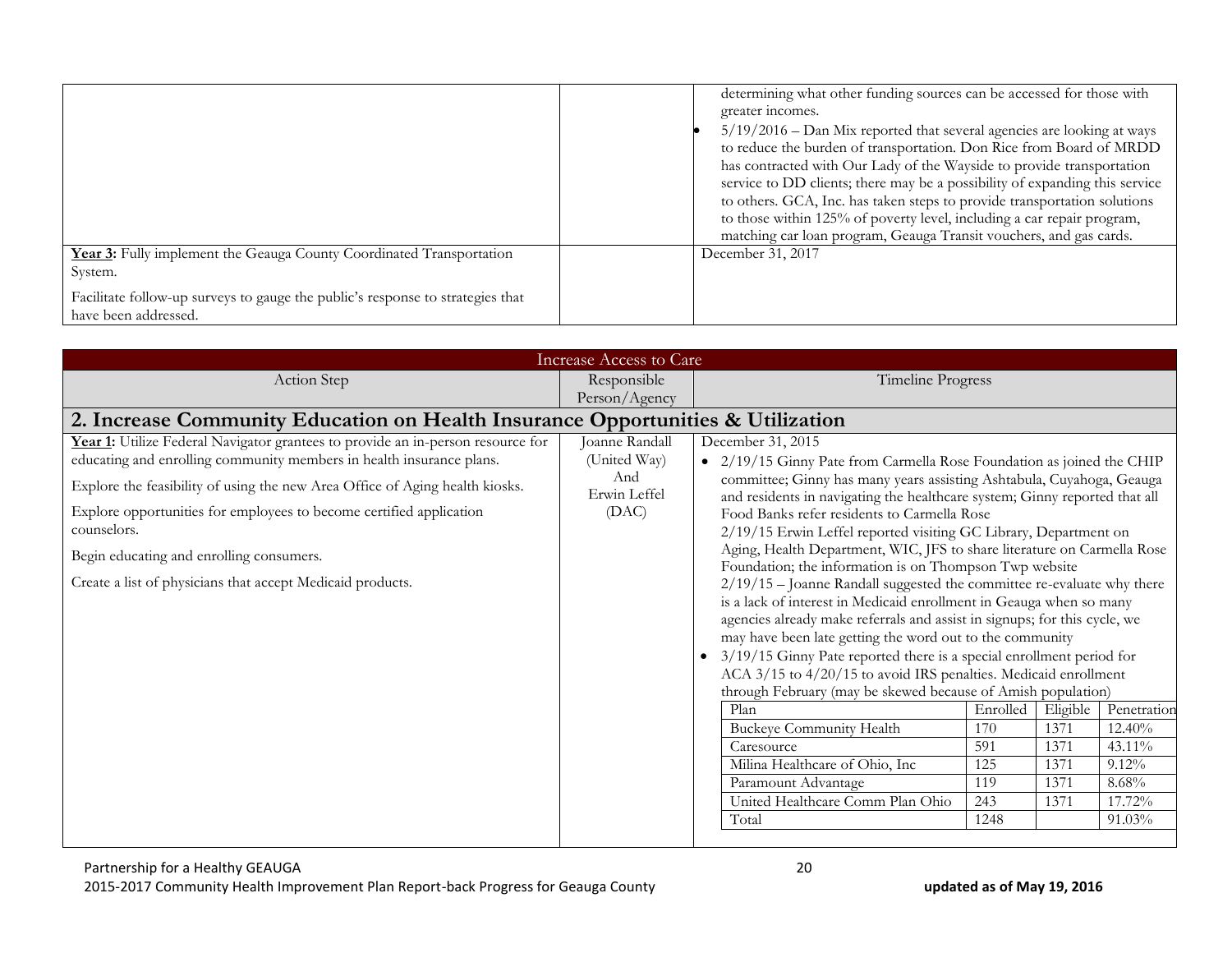| | | |
|---|---|---|
| | | determining what other funding sources can be accessed for those with greater incomes.<br>• 5/19/2016 – Dan Mix reported that several agencies are looking at ways to reduce the burden of transportation. Don Rice from Board of MRDD has contracted with Our Lady of the Wayside to provide transportation service to DD clients; there may be a possibility of expanding this service to others. GCA, Inc. has taken steps to provide transportation solutions to those within 125% of poverty level, including a car repair program, matching car loan program, Geauga Transit vouchers, and gas cards. |
| **Year 3:** Fully implement the Geauga County Coordinated Transportation System.<br><br>Facilitate follow-up surveys to gauge the public's response to strategies that have been addressed. | | December 31, 2017 |

| Increase Access to Care | | |
|---|---|---|
| Action Step | Responsible Person/Agency | Timeline Progress |
| **2. Increase Community Education on Health Insurance Opportunities & Utilization** | | |
| **Year 1:** Utilize Federal Navigator grantees to provide an in-person resource for educating and enrolling community members in health insurance plans.<br><br>Explore the feasibility of using the new Area Office of Aging health kiosks.<br><br>Explore opportunities for employees to become certified application counselors.<br><br>Begin educating and enrolling consumers.<br><br>Create a list of physicians that accept Medicaid products. | Joanne Randall (United Way) And Erwin Leffel (DAC) | December 31, 2015<br>• 2/19/15 Ginny Pate from Carmella Rose Foundation as joined the CHIP committee; Ginny has many years assisting Ashtabula, Cuyahoga, Geauga and residents in navigating the healthcare system; Ginny reported that all Food Banks refer residents to Carmella Rose<br>2/19/15 Erwin Leffel reported visiting GC Library, Department on Aging, Health Department, WIC, JFS to share literature on Carmella Rose Foundation; the information is on Thompson Twp website<br>2/19/15 – Joanne Randall suggested the committee re-evaluate why there is a lack of interest in Medicaid enrollment in Geauga when so many agencies already make referrals and assist in signups; for this cycle, we may have been late getting the word out to the community<br>• 3/19/15 Ginny Pate reported there is a special enrollment period for ACA 3/15 to 4/20/15 to avoid IRS penalties. Medicaid enrollment through February (may be skewed because of Amish population)<br><br>Plan / Enrolled / Eligible / Penetration<br>Buckeye Community Health / 170 / 1371 / 12.40%<br>Caresource / 591 / 1371 / 43.11%<br>Milina Healthcare of Ohio, Inc / 125 / 1371 / 9.12%<br>Paramount Advantage / 119 / 1371 / 8.68%<br>United Healthcare Comm Plan Ohio / 243 / 1371 / 17.72%<br>Total / 1248 / / 91.03% |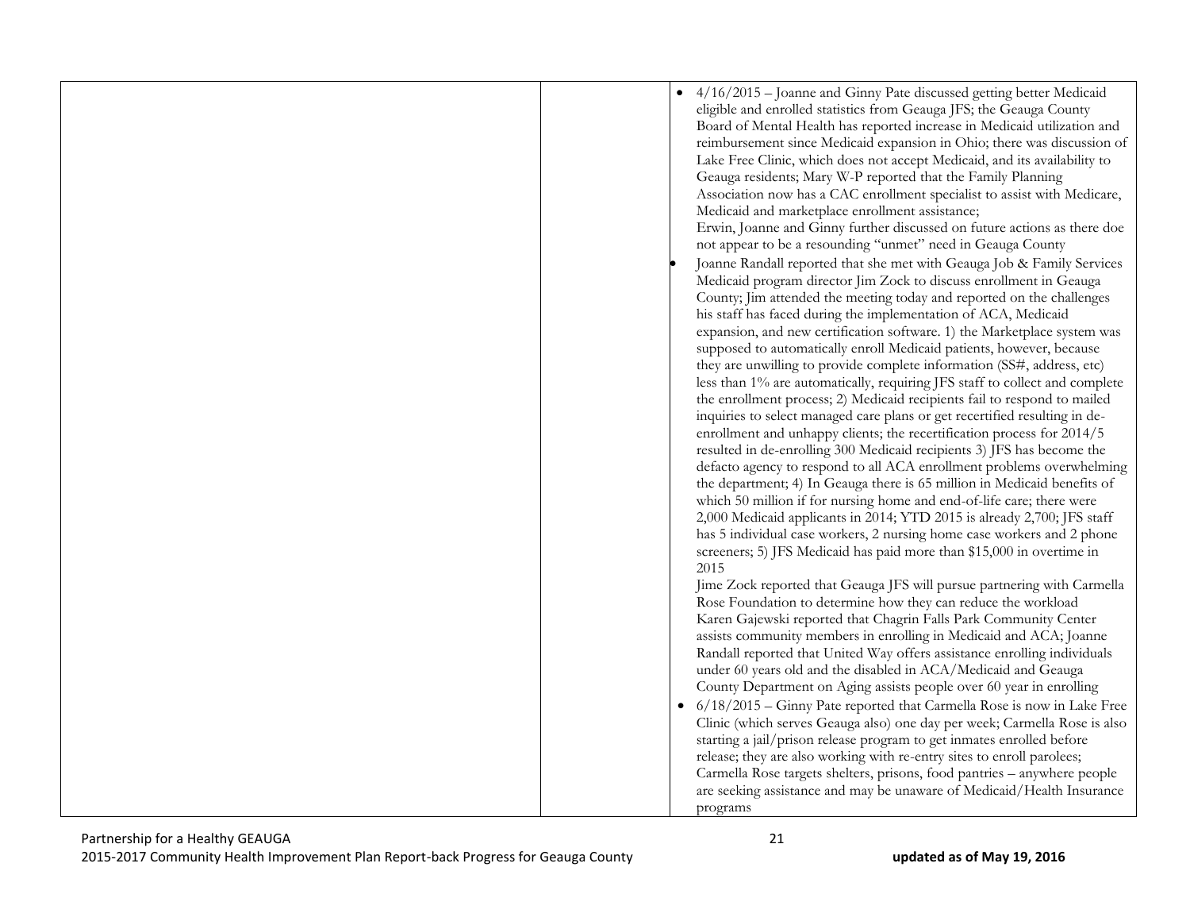| | | |
|---|---|---|
| | | • 4/16/2015 – Joanne and Ginny Pate discussed getting better Medicaid eligible and enrolled statistics from Geauga JFS; the Geauga County Board of Mental Health has reported increase in Medicaid utilization and reimbursement since Medicaid expansion in Ohio; there was discussion of Lake Free Clinic, which does not accept Medicaid, and its availability to Geauga residents; Mary W-P reported that the Family Planning Association now has a CAC enrollment specialist to assist with Medicare, Medicaid and marketplace enrollment assistance;<br>Erwin, Joanne and Ginny further discussed on future actions as there doe not appear to be a resounding "unmet" need in Geauga County<br>• Joanne Randall reported that she met with Geauga Job & Family Services Medicaid program director Jim Zock to discuss enrollment in Geauga County; Jim attended the meeting today and reported on the challenges his staff has faced during the implementation of ACA, Medicaid expansion, and new certification software. 1) the Marketplace system was supposed to automatically enroll Medicaid patients, however, because they are unwilling to provide complete information (SS#, address, etc) less than 1% are automatically, requiring JFS staff to collect and complete the enrollment process; 2) Medicaid recipients fail to respond to mailed inquiries to select managed care plans or get recertified resulting in de-enrollment and unhappy clients; the recertification process for 2014/5 resulted in de-enrolling 300 Medicaid recipients 3) JFS has become the defacto agency to respond to all ACA enrollment problems overwhelming the department; 4) In Geauga there is 65 million in Medicaid benefits of which 50 million if for nursing home and end-of-life care; there were 2,000 Medicaid applicants in 2014; YTD 2015 is already 2,700; JFS staff has 5 individual case workers, 2 nursing home case workers and 2 phone screeners; 5) JFS Medicaid has paid more than $15,000 in overtime in 2015<br>Jime Zock reported that Geauga JFS will pursue partnering with Carmella Rose Foundation to determine how they can reduce the workload<br>Karen Gajewski reported that Chagrin Falls Park Community Center assists community members in enrolling in Medicaid and ACA; Joanne Randall reported that United Way offers assistance enrolling individuals under 60 years old and the disabled in ACA/Medicaid and Geauga County Department on Aging assists people over 60 year in enrolling<br>• 6/18/2015 – Ginny Pate reported that Carmella Rose is now in Lake Free Clinic (which serves Geauga also) one day per week; Carmella Rose is also starting a jail/prison release program to get inmates enrolled before release; they are also working with re-entry sites to enroll parolees; Carmella Rose targets shelters, prisons, food pantries – anywhere people are seeking assistance and may be unaware of Medicaid/Health Insurance programs |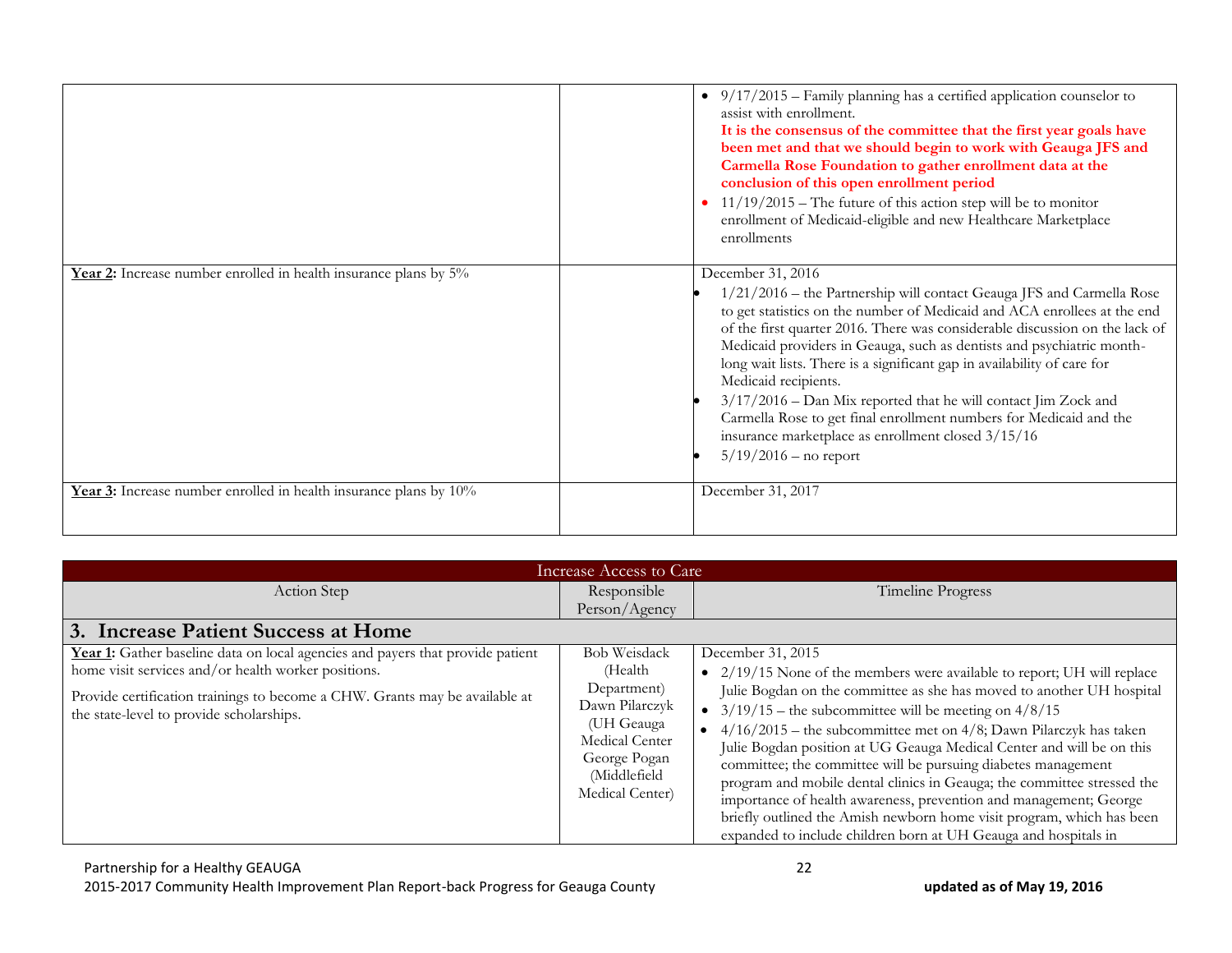| | | |
|---|---|---|
| | | • 9/17/2015 – Family planning has a certified application counselor to assist with enrollment. **It is the consensus of the committee that the first year goals have been met and that we should begin to work with Geauga JFS and Carmella Rose Foundation to gather enrollment data at the conclusion of this open enrollment period**<br>• 11/19/2015 – The future of this action step will be to monitor enrollment of Medicaid-eligible and new Healthcare Marketplace enrollments |
| **Year 2:** Increase number enrolled in health insurance plans by 5% | | December 31, 2016<br>• 1/21/2016 – the Partnership will contact Geauga JFS and Carmella Rose to get statistics on the number of Medicaid and ACA enrollees at the end of the first quarter 2016. There was considerable discussion on the lack of Medicaid providers in Geauga, such as dentists and psychiatric month-long wait lists. There is a significant gap in availability of care for Medicaid recipients.<br>• 3/17/2016 – Dan Mix reported that he will contact Jim Zock and Carmella Rose to get final enrollment numbers for Medicaid and the insurance marketplace as enrollment closed 3/15/16<br>• 5/19/2016 – no report |
| **Year 3:** Increase number enrolled in health insurance plans by 10% | | December 31, 2017 |

| Increase Access to Care | | |
|---|---|---|
| Action Step | Responsible Person/Agency | Timeline Progress |
| **3. Increase Patient Success at Home** | | |
| **Year 1:** Gather baseline data on local agencies and payers that provide patient home visit services and/or health worker positions.<br><br>Provide certification trainings to become a CHW. Grants may be available at the state-level to provide scholarships. | Bob Weisdack (Health Department)<br>Dawn Pilarczyk (UH Geauga Medical Center<br>George Pogan (Middlefield Medical Center) | December 31, 2015<br>• 2/19/15 None of the members were available to report; UH will replace Julie Bogdan on the committee as she has moved to another UH hospital<br>• 3/19/15 – the subcommittee will be meeting on 4/8/15<br>• 4/16/2015 – the subcommittee met on 4/8; Dawn Pilarczyk has taken Julie Bogdan position at UG Geauga Medical Center and will be on this committee; the committee will be pursuing diabetes management program and mobile dental clinics in Geauga; the committee stressed the importance of health awareness, prevention and management; George briefly outlined the Amish newborn home visit program, which has been expanded to include children born at UH Geauga and hospitals in |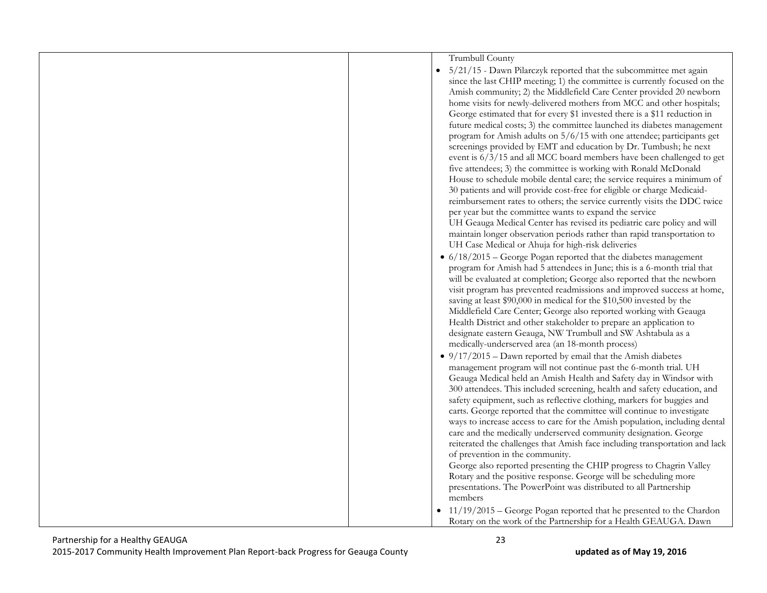| | | |
|---|---|---|
| | | Trumbull County<br>• 5/21/15 - Dawn Pilarczyk reported that the subcommittee met again since the last CHIP meeting; 1) the committee is currently focused on the Amish community; 2) the Middlefield Care Center provided 20 newborn home visits for newly-delivered mothers from MCC and other hospitals; George estimated that for every $1 invested there is a $11 reduction in future medical costs; 3) the committee launched its diabetes management program for Amish adults on 5/6/15 with one attendee; participants get screenings provided by EMT and education by Dr. Tumbush; he next event is 6/3/15 and all MCC board members have been challenged to get five attendees; 3) the committee is working with Ronald McDonald House to schedule mobile dental care; the service requires a minimum of 30 patients and will provide cost-free for eligible or charge Medicaid-reimbursement rates to others; the service currently visits the DDC twice per year but the committee wants to expand the service<br>UH Geauga Medical Center has revised its pediatric care policy and will maintain longer observation periods rather than rapid transportation to UH Case Medical or Ahuja for high-risk deliveries<br>• 6/18/2015 – George Pogan reported that the diabetes management program for Amish had 5 attendees in June; this is a 6-month trial that will be evaluated at completion; George also reported that the newborn visit program has prevented readmissions and improved success at home, saving at least $90,000 in medical for the $10,500 invested by the Middlefield Care Center; George also reported working with Geauga Health District and other stakeholder to prepare an application to designate eastern Geauga, NW Trumbull and SW Ashtabula as a medically-underserved area (an 18-month process)<br>• 9/17/2015 – Dawn reported by email that the Amish diabetes management program will not continue past the 6-month trial. UH Geauga Medical held an Amish Health and Safety day in Windsor with 300 attendees. This included screening, health and safety education, and safety equipment, such as reflective clothing, markers for buggies and carts. George reported that the committee will continue to investigate ways to increase access to care for the Amish population, including dental care and the medically underserved community designation. George reiterated the challenges that Amish face including transportation and lack of prevention in the community.<br>George also reported presenting the CHIP progress to Chagrin Valley Rotary and the positive response. George will be scheduling more presentations. The PowerPoint was distributed to all Partnership members<br>• 11/19/2015 – George Pogan reported that he presented to the Chardon Rotary on the work of the Partnership for a Health GEAUGA. Dawn |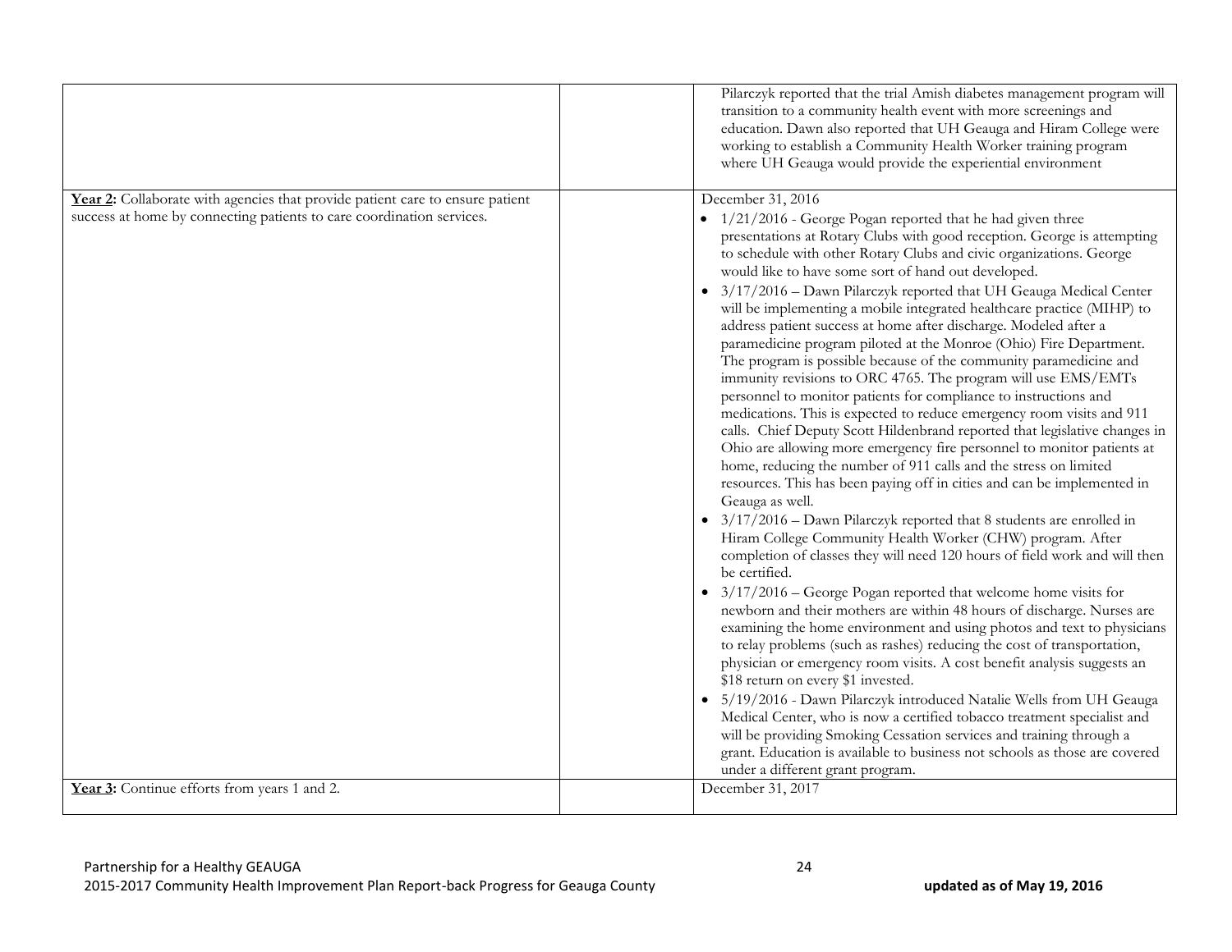| | | |
|---|---|---|
| | | Pilarczyk reported that the trial Amish diabetes management program will transition to a community health event with more screenings and education. Dawn also reported that UH Geauga and Hiram College were working to establish a Community Health Worker training program where UH Geauga would provide the experiential environment |
| **Year 2:** Collaborate with agencies that provide patient care to ensure patient success at home by connecting patients to care coordination services. | | December 31, 2016<br>• 1/21/2016 - George Pogan reported that he had given three presentations at Rotary Clubs with good reception. George is attempting to schedule with other Rotary Clubs and civic organizations. George would like to have some sort of hand out developed.<br>• 3/17/2016 – Dawn Pilarczyk reported that UH Geauga Medical Center will be implementing a mobile integrated healthcare practice (MIHP) to address patient success at home after discharge. Modeled after a paramedicine program piloted at the Monroe (Ohio) Fire Department. The program is possible because of the community paramedicine and immunity revisions to ORC 4765. The program will use EMS/EMTs personnel to monitor patients for compliance to instructions and medications. This is expected to reduce emergency room visits and 911 calls. Chief Deputy Scott Hildenbrand reported that legislative changes in Ohio are allowing more emergency fire personnel to monitor patients at home, reducing the number of 911 calls and the stress on limited resources. This has been paying off in cities and can be implemented in Geauga as well.<br>• 3/17/2016 – Dawn Pilarczyk reported that 8 students are enrolled in Hiram College Community Health Worker (CHW) program. After completion of classes they will need 120 hours of field work and will then be certified.<br>• 3/17/2016 – George Pogan reported that welcome home visits for newborn and their mothers are within 48 hours of discharge. Nurses are examining the home environment and using photos and text to physicians to relay problems (such as rashes) reducing the cost of transportation, physician or emergency room visits. A cost benefit analysis suggests an $18 return on every $1 invested.<br>• 5/19/2016 - Dawn Pilarczyk introduced Natalie Wells from UH Geauga Medical Center, who is now a certified tobacco treatment specialist and will be providing Smoking Cessation services and training through a grant. Education is available to business not schools as those are covered under a different grant program. |
| **Year 3:** Continue efforts from years 1 and 2. | | December 31, 2017 |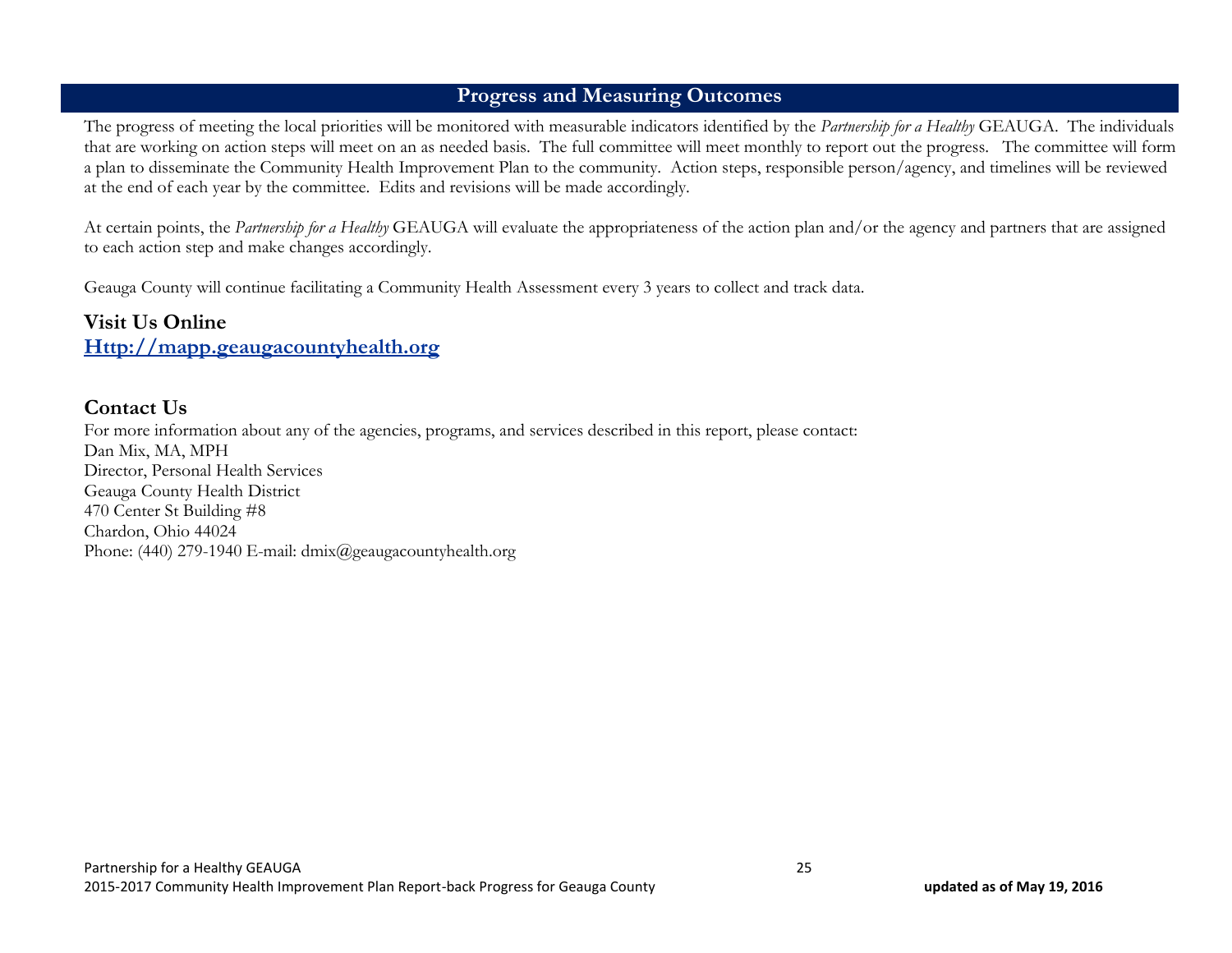## Progress and Measuring Outcomes

The progress of meeting the local priorities will be monitored with measurable indicators identified by the *Partnership for a Healthy* GEAUGA. The individuals that are working on action steps will meet on an as needed basis. The full committee will meet monthly to report out the progress. The committee will form a plan to disseminate the Community Health Improvement Plan to the community. Action steps, responsible person/agency, and timelines will be reviewed at the end of each year by the committee. Edits and revisions will be made accordingly.

At certain points, the *Partnership for a Healthy* GEAUGA will evaluate the appropriateness of the action plan and/or the agency and partners that are assigned to each action step and make changes accordingly.

Geauga County will continue facilitating a Community Health Assessment every 3 years to collect and track data.

### Visit Us Online

[Http://mapp.geaugacountyhealth.org](Http://mapp.geaugacountyhealth.org)

### Contact Us

For more information about any of the agencies, programs, and services described in this report, please contact:
Dan Mix, MA, MPH
Director, Personal Health Services
Geauga County Health District
470 Center St Building #8
Chardon, Ohio 44024
Phone: (440) 279-1940 E-mail: dmix@geaugacountyhealth.org